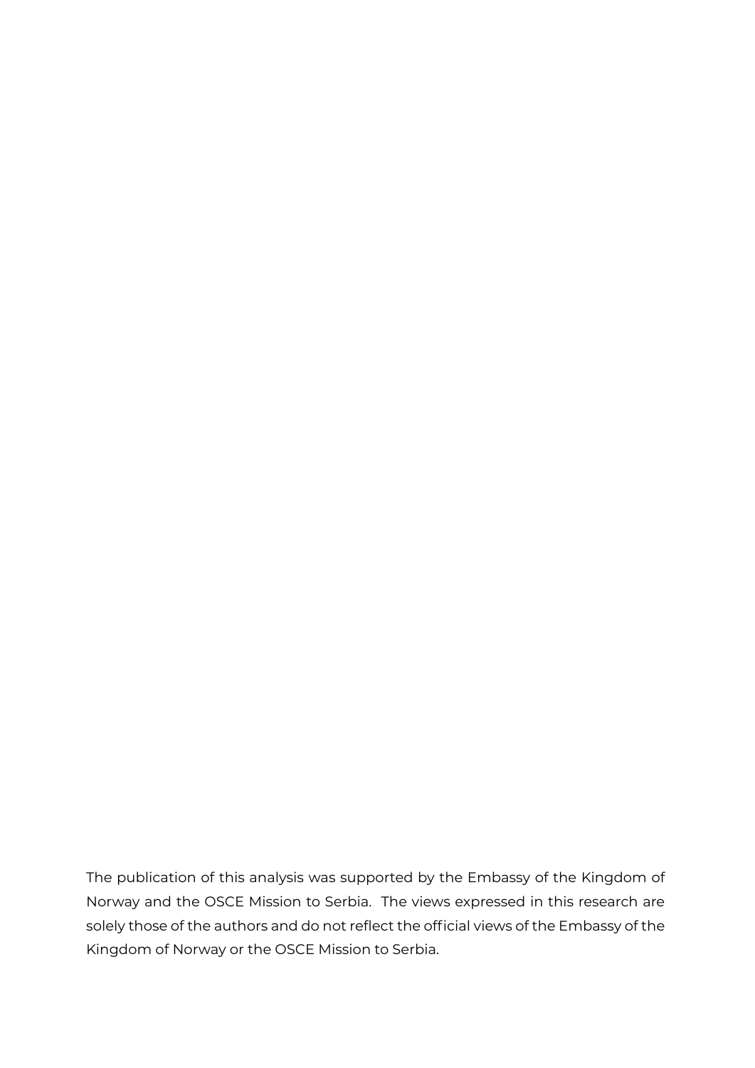The publication of this analysis was supported by the Embassy of the Kingdom of Norway and the OSCE Mission to Serbia. The views expressed in this research are solely those of the authors and do not reflect the official views of the Embassy of the Kingdom of Norway or the OSCE Mission to Serbia.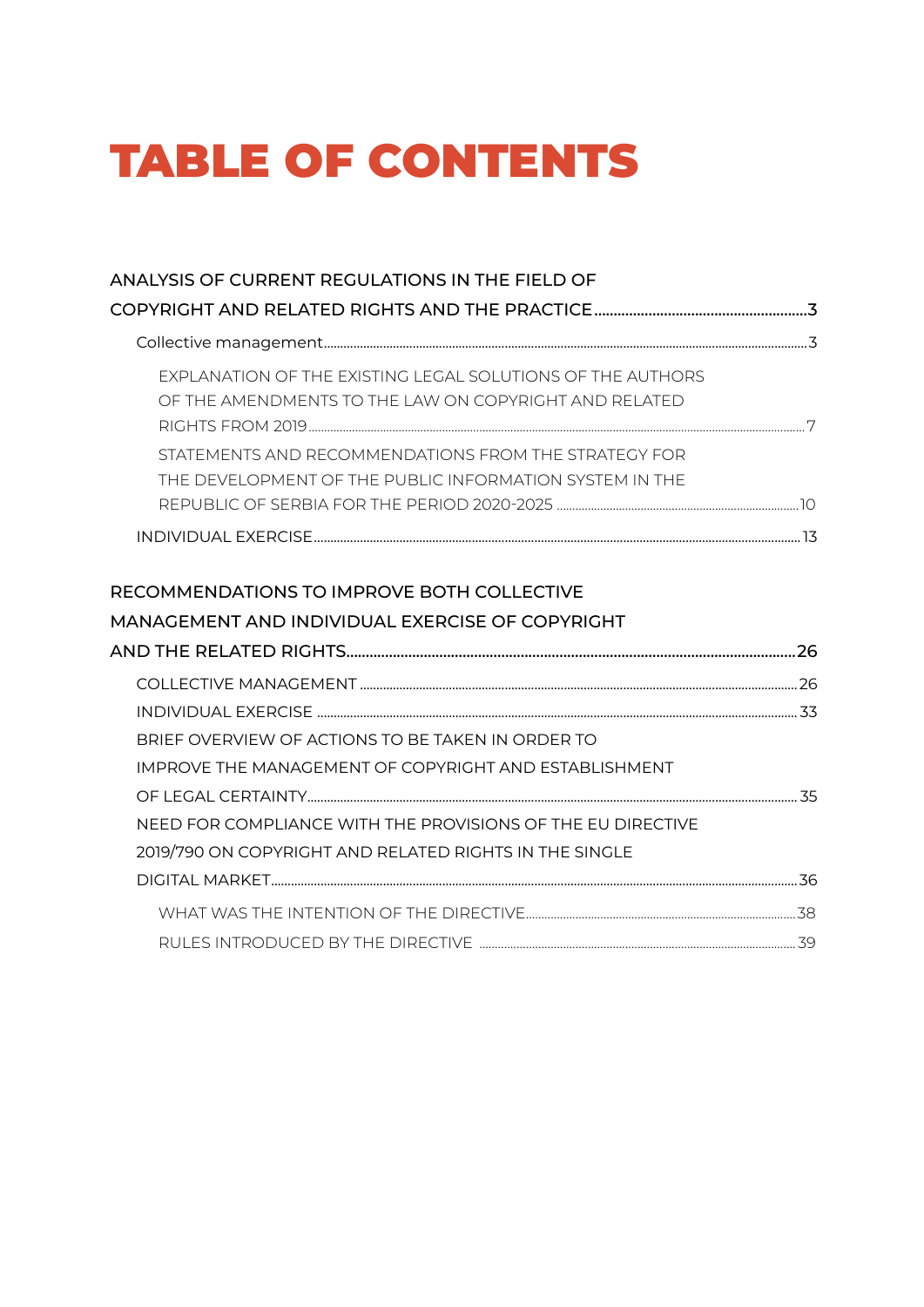# TABLE OF CONTENTS

ANALYSIS OF CURRENT REGULATIONS IN THE FIELD OF COPYRIGHT AND RELATED RIGHTS AND THE PRACTICE ........ 3

- Collective management ........ 3
  - EXPLANATION OF THE EXISTING LEGAL SOLUTIONS OF THE AUTHORS OF THE AMENDMENTS TO THE LAW ON COPYRIGHT AND RELATED RIGHTS FROM 2019 ........ 7
  - STATEMENTS AND RECOMMENDATIONS FROM THE STRATEGY FOR THE DEVELOPMENT OF THE PUBLIC INFORMATION SYSTEM IN THE REPUBLIC OF SERBIA FOR THE PERIOD 2020-2025 ........ 10
- INDIVIDUAL EXERCISE ........ 13

RECOMMENDATIONS TO IMPROVE BOTH COLLECTIVE MANAGEMENT AND INDIVIDUAL EXERCISE OF COPYRIGHT AND THE RELATED RIGHTS ........ 26

- COLLECTIVE MANAGEMENT ........ 26
- INDIVIDUAL EXERCISE ........ 33
- BRIEF OVERVIEW OF ACTIONS TO BE TAKEN IN ORDER TO IMPROVE THE MANAGEMENT OF COPYRIGHT AND ESTABLISHMENT OF LEGAL CERTAINTY ........ 35
- NEED FOR COMPLIANCE WITH THE PROVISIONS OF THE EU DIRECTIVE 2019/790 ON COPYRIGHT AND RELATED RIGHTS IN THE SINGLE DIGITAL MARKET ........ 36
  - WHAT WAS THE INTENTION OF THE DIRECTIVE ........ 38
  - RULES INTRODUCED BY THE DIRECTIVE ........ 39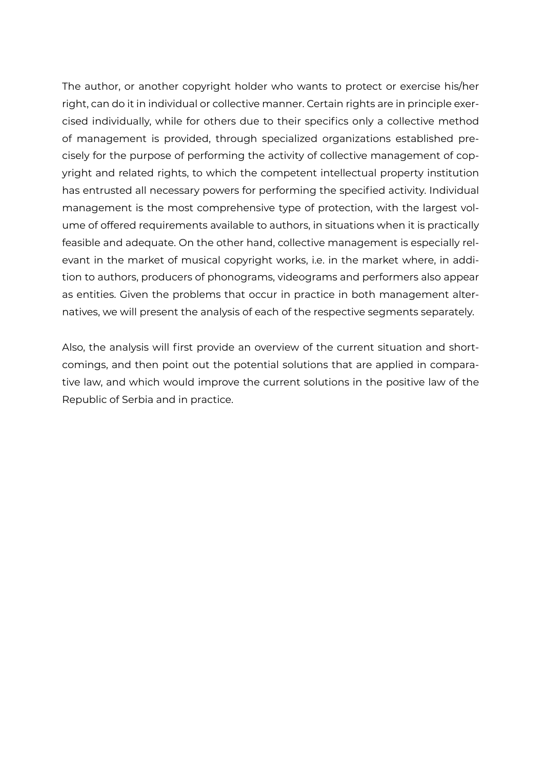The author, or another copyright holder who wants to protect or exercise his/her right, can do it in individual or collective manner. Certain rights are in principle exercised individually, while for others due to their specifics only a collective method of management is provided, through specialized organizations established precisely for the purpose of performing the activity of collective management of copyright and related rights, to which the competent intellectual property institution has entrusted all necessary powers for performing the specified activity. Individual management is the most comprehensive type of protection, with the largest volume of offered requirements available to authors, in situations when it is practically feasible and adequate. On the other hand, collective management is especially relevant in the market of musical copyright works, i.e. in the market where, in addition to authors, producers of phonograms, videograms and performers also appear as entities. Given the problems that occur in practice in both management alternatives, we will present the analysis of each of the respective segments separately.

Also, the analysis will first provide an overview of the current situation and shortcomings, and then point out the potential solutions that are applied in comparative law, and which would improve the current solutions in the positive law of the Republic of Serbia and in practice.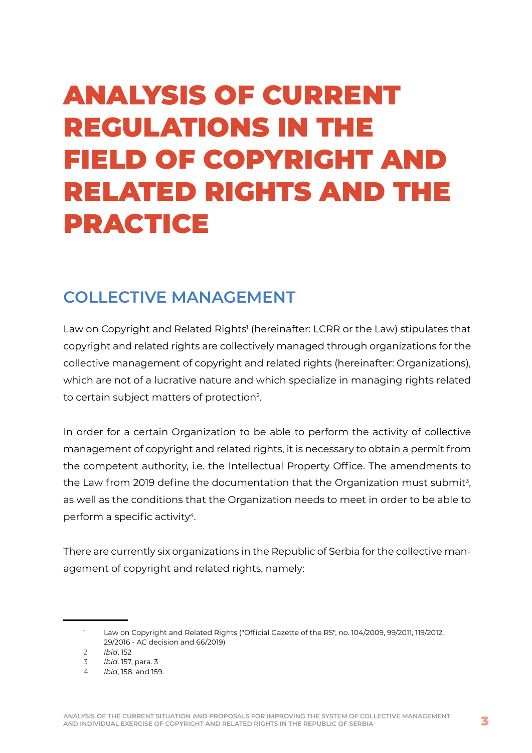# ANALYSIS OF CURRENT REGULATIONS IN THE FIELD OF COPYRIGHT AND RELATED RIGHTS AND THE PRACTICE

## COLLECTIVE MANAGEMENT

Law on Copyright and Related Rights[1] (hereinafter: LCRR or the Law) stipulates that copyright and related rights are collectively managed through organizations for the collective management of copyright and related rights (hereinafter: Organizations), which are not of a lucrative nature and which specialize in managing rights related to certain subject matters of protection[2].

In order for a certain Organization to be able to perform the activity of collective management of copyright and related rights, it is necessary to obtain a permit from the competent authority, i.e. the Intellectual Property Office. The amendments to the Law from 2019 define the documentation that the Organization must submit[3], as well as the conditions that the Organization needs to meet in order to be able to perform a specific activity[4].

There are currently six organizations in the Republic of Serbia for the collective management of copyright and related rights, namely:

---

1 Law on Copyright and Related Rights ("Official Gazette of the RS", no. 104/2009, 99/2011, 119/2012, 29/2016 - AC decision and 66/2019)

2 *Ibid*, 152

3 *Ibid*. 157, para. 3

4 *Ibid*, 158. and 159.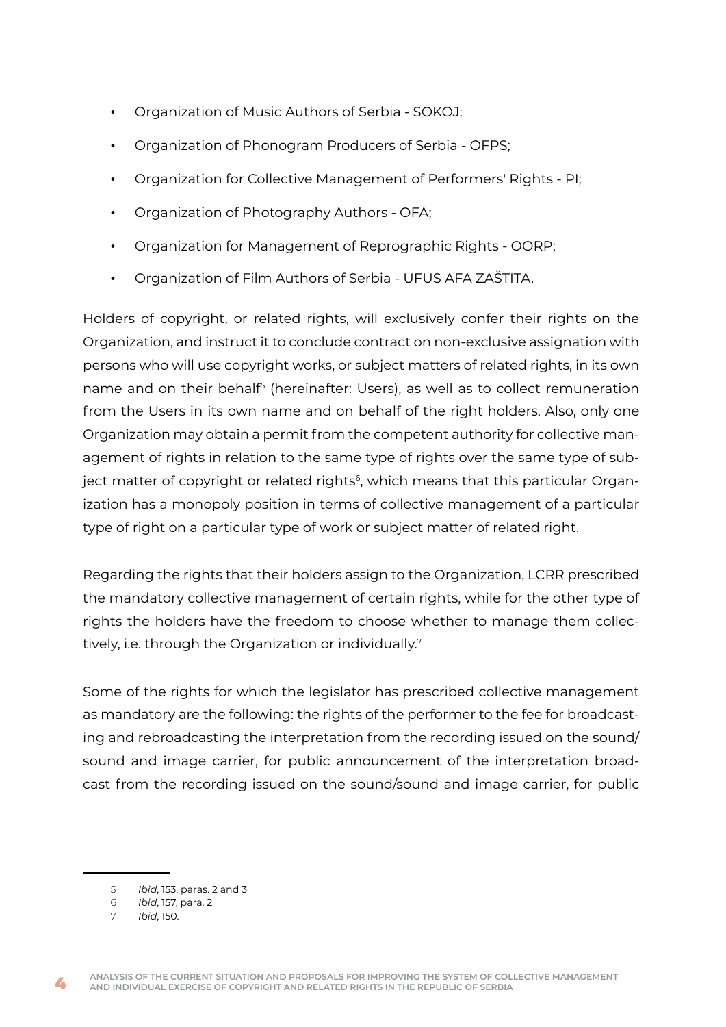- Organization of Music Authors of Serbia - SOKOJ;
- Organization of Phonogram Producers of Serbia - OFPS;
- Organization for Collective Management of Performers' Rights - PI;
- Organization of Photography Authors - OFA;
- Organization for Management of Reprographic Rights - OORP;
- Organization of Film Authors of Serbia - UFUS AFA ZAŠTITA.

Holders of copyright, or related rights, will exclusively confer their rights on the Organization, and instruct it to conclude contract on non-exclusive assignation with persons who will use copyright works, or subject matters of related rights, in its own name and on their behalf[5] (hereinafter: Users), as well as to collect remuneration from the Users in its own name and on behalf of the right holders. Also, only one Organization may obtain a permit from the competent authority for collective management of rights in relation to the same type of rights over the same type of subject matter of copyright or related rights[6], which means that this particular Organization has a monopoly position in terms of collective management of a particular type of right on a particular type of work or subject matter of related right.

Regarding the rights that their holders assign to the Organization, LCRR prescribed the mandatory collective management of certain rights, while for the other type of rights the holders have the freedom to choose whether to manage them collectively, i.e. through the Organization or individually.[7]

Some of the rights for which the legislator has prescribed collective management as mandatory are the following: the rights of the performer to the fee for broadcasting and rebroadcasting the interpretation from the recording issued on the sound/sound and image carrier, for public announcement of the interpretation broadcast from the recording issued on the sound/sound and image carrier, for public

---

5 *Ibid*, 153, paras. 2 and 3

6 *Ibid*, 157, para. 2

7 *Ibid*, 150.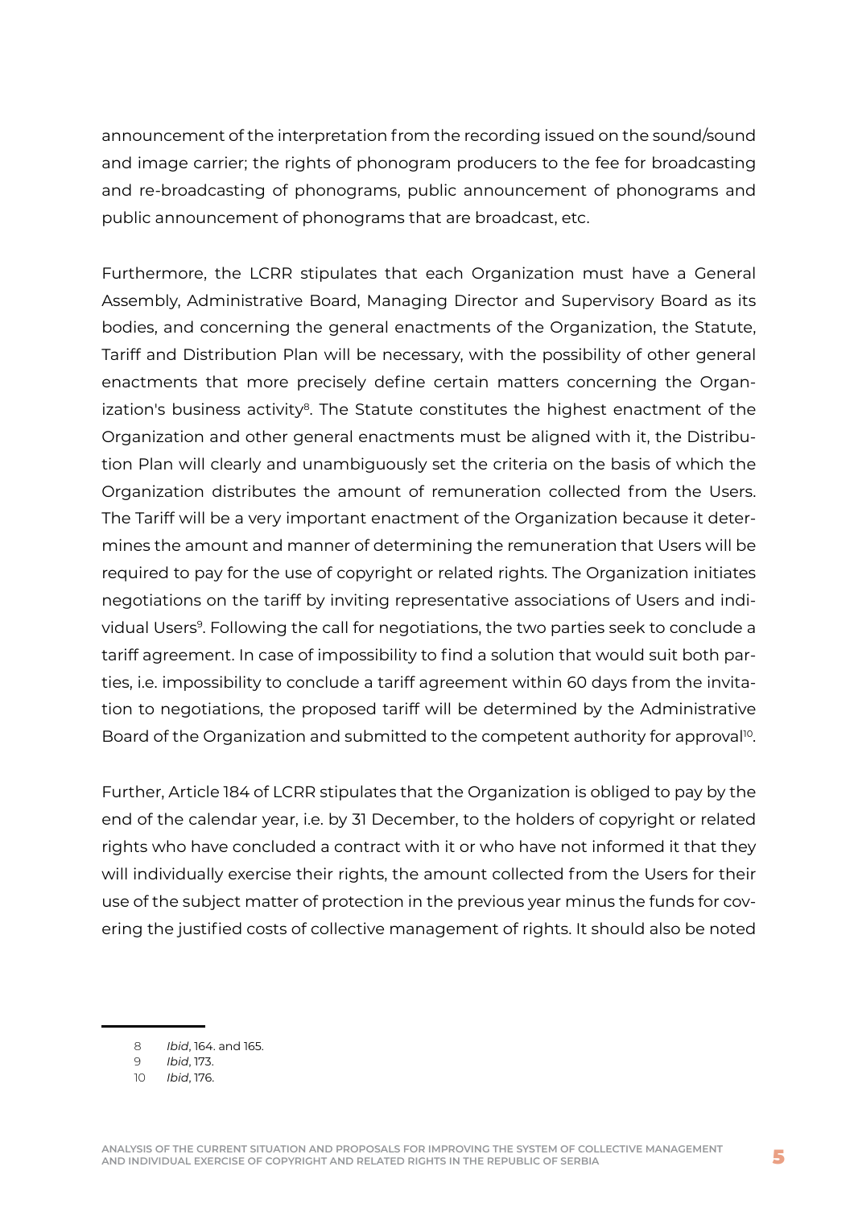announcement of the interpretation from the recording issued on the sound/sound and image carrier; the rights of phonogram producers to the fee for broadcasting and re-broadcasting of phonograms, public announcement of phonograms and public announcement of phonograms that are broadcast, etc.

Furthermore, the LCRR stipulates that each Organization must have a General Assembly, Administrative Board, Managing Director and Supervisory Board as its bodies, and concerning the general enactments of the Organization, the Statute, Tariff and Distribution Plan will be necessary, with the possibility of other general enactments that more precisely define certain matters concerning the Organization's business activity[8]. The Statute constitutes the highest enactment of the Organization and other general enactments must be aligned with it, the Distribution Plan will clearly and unambiguously set the criteria on the basis of which the Organization distributes the amount of remuneration collected from the Users. The Tariff will be a very important enactment of the Organization because it determines the amount and manner of determining the remuneration that Users will be required to pay for the use of copyright or related rights. The Organization initiates negotiations on the tariff by inviting representative associations of Users and individual Users[9]. Following the call for negotiations, the two parties seek to conclude a tariff agreement. In case of impossibility to find a solution that would suit both parties, i.e. impossibility to conclude a tariff agreement within 60 days from the invitation to negotiations, the proposed tariff will be determined by the Administrative Board of the Organization and submitted to the competent authority for approval[10].

Further, Article 184 of LCRR stipulates that the Organization is obliged to pay by the end of the calendar year, i.e. by 31 December, to the holders of copyright or related rights who have concluded a contract with it or who have not informed it that they will individually exercise their rights, the amount collected from the Users for their use of the subject matter of protection in the previous year minus the funds for covering the justified costs of collective management of rights. It should also be noted

---

8 *Ibid*, 164. and 165.

9 *Ibid*, 173.

10 *Ibid*, 176.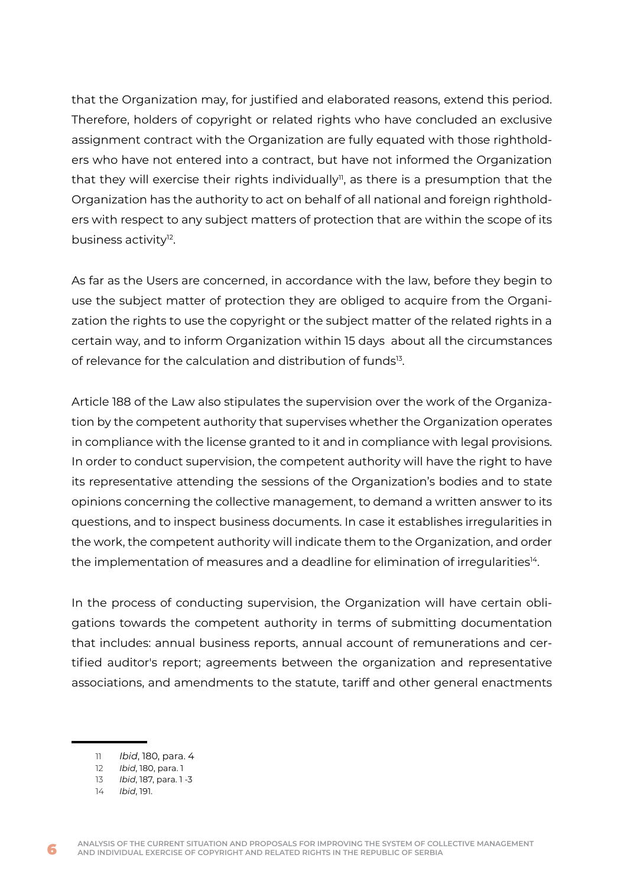that the Organization may, for justified and elaborated reasons, extend this period. Therefore, holders of copyright or related rights who have concluded an exclusive assignment contract with the Organization are fully equated with those rightholders who have not entered into a contract, but have not informed the Organization that they will exercise their rights individually[11], as there is a presumption that the Organization has the authority to act on behalf of all national and foreign rightholders with respect to any subject matters of protection that are within the scope of its business activity[12].

As far as the Users are concerned, in accordance with the law, before they begin to use the subject matter of protection they are obliged to acquire from the Organization the rights to use the copyright or the subject matter of the related rights in a certain way, and to inform Organization within 15 days about all the circumstances of relevance for the calculation and distribution of funds[13].

Article 188 of the Law also stipulates the supervision over the work of the Organization by the competent authority that supervises whether the Organization operates in compliance with the license granted to it and in compliance with legal provisions. In order to conduct supervision, the competent authority will have the right to have its representative attending the sessions of the Organization's bodies and to state opinions concerning the collective management, to demand a written answer to its questions, and to inspect business documents. In case it establishes irregularities in the work, the competent authority will indicate them to the Organization, and order the implementation of measures and a deadline for elimination of irregularities[14].

In the process of conducting supervision, the Organization will have certain obligations towards the competent authority in terms of submitting documentation that includes: annual business reports, annual account of remunerations and certified auditor's report; agreements between the organization and representative associations, and amendments to the statute, tariff and other general enactments

---

11 *Ibid*, 180, para. 4

12 *Ibid*, 180, para. 1

13 *Ibid*, 187, para. 1 -3

14 *Ibid*, 191.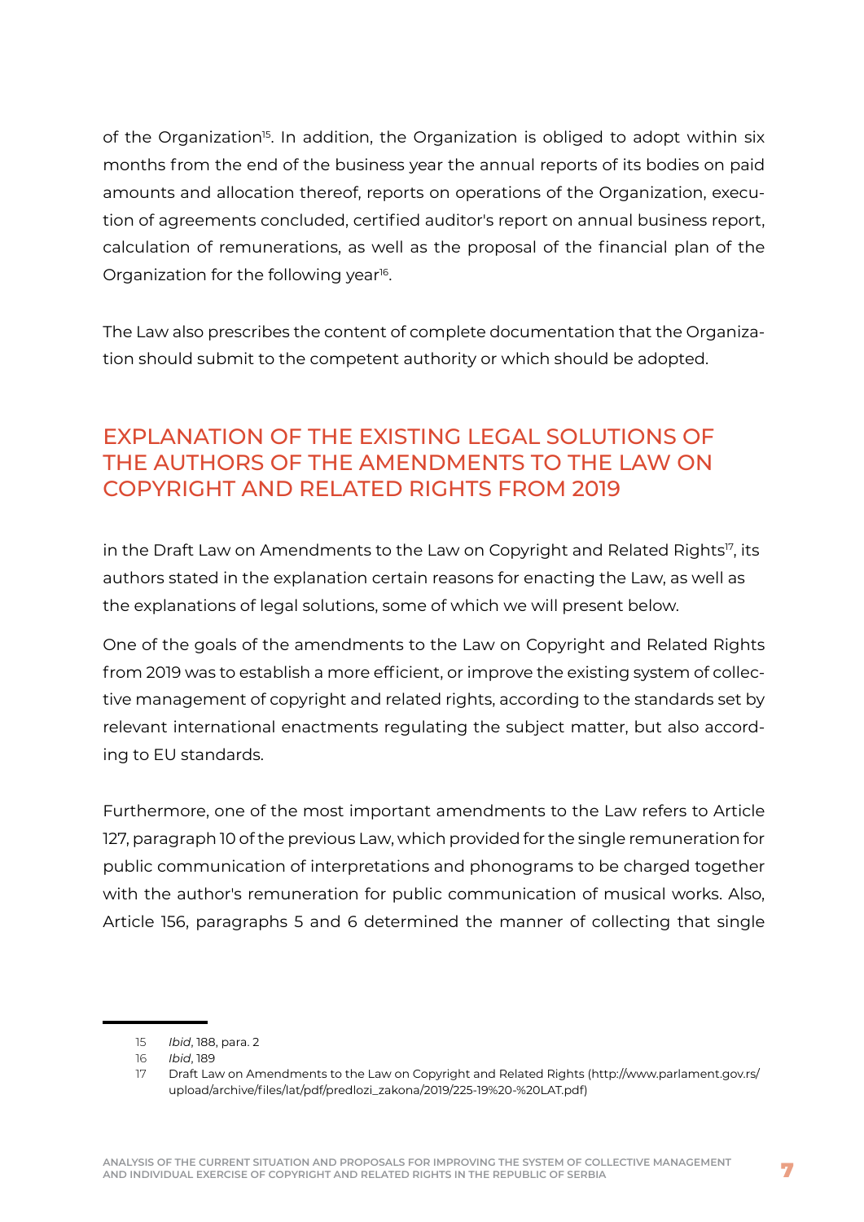of the Organization[15]. In addition, the Organization is obliged to adopt within six months from the end of the business year the annual reports of its bodies on paid amounts and allocation thereof, reports on operations of the Organization, execution of agreements concluded, certified auditor's report on annual business report, calculation of remunerations, as well as the proposal of the financial plan of the Organization for the following year[16].

The Law also prescribes the content of complete documentation that the Organization should submit to the competent authority or which should be adopted.

## EXPLANATION OF THE EXISTING LEGAL SOLUTIONS OF THE AUTHORS OF THE AMENDMENTS TO THE LAW ON COPYRIGHT AND RELATED RIGHTS FROM 2019

in the Draft Law on Amendments to the Law on Copyright and Related Rights[17], its authors stated in the explanation certain reasons for enacting the Law, as well as the explanations of legal solutions, some of which we will present below.

One of the goals of the amendments to the Law on Copyright and Related Rights from 2019 was to establish a more efficient, or improve the existing system of collective management of copyright and related rights, according to the standards set by relevant international enactments regulating the subject matter, but also according to EU standards.

Furthermore, one of the most important amendments to the Law refers to Article 127, paragraph 10 of the previous Law, which provided for the single remuneration for public communication of interpretations and phonograms to be charged together with the author's remuneration for public communication of musical works. Also, Article 156, paragraphs 5 and 6 determined the manner of collecting that single

---

15 *Ibid*, 188, para. 2

16 *Ibid*, 189

17 Draft Law on Amendments to the Law on Copyright and Related Rights (http://www.parlament.gov.rs/upload/archive/files/lat/pdf/predlozi_zakona/2019/225-19%20-%20LAT.pdf)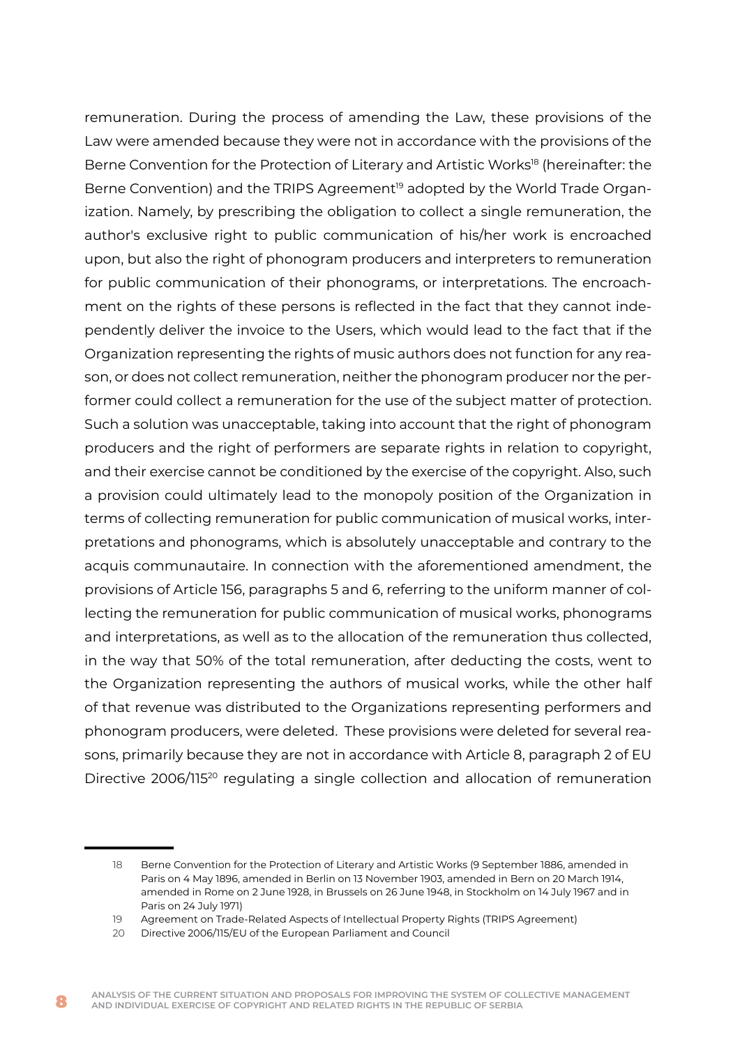remuneration. During the process of amending the Law, these provisions of the Law were amended because they were not in accordance with the provisions of the Berne Convention for the Protection of Literary and Artistic Works[18] (hereinafter: the Berne Convention) and the TRIPS Agreement[19] adopted by the World Trade Organization. Namely, by prescribing the obligation to collect a single remuneration, the author's exclusive right to public communication of his/her work is encroached upon, but also the right of phonogram producers and interpreters to remuneration for public communication of their phonograms, or interpretations. The encroachment on the rights of these persons is reflected in the fact that they cannot independently deliver the invoice to the Users, which would lead to the fact that if the Organization representing the rights of music authors does not function for any reason, or does not collect remuneration, neither the phonogram producer nor the performer could collect a remuneration for the use of the subject matter of protection. Such a solution was unacceptable, taking into account that the right of phonogram producers and the right of performers are separate rights in relation to copyright, and their exercise cannot be conditioned by the exercise of the copyright. Also, such a provision could ultimately lead to the monopoly position of the Organization in terms of collecting remuneration for public communication of musical works, interpretations and phonograms, which is absolutely unacceptable and contrary to the acquis communautaire. In connection with the aforementioned amendment, the provisions of Article 156, paragraphs 5 and 6, referring to the uniform manner of collecting the remuneration for public communication of musical works, phonograms and interpretations, as well as to the allocation of the remuneration thus collected, in the way that 50% of the total remuneration, after deducting the costs, went to the Organization representing the authors of musical works, while the other half of that revenue was distributed to the Organizations representing performers and phonogram producers, were deleted. These provisions were deleted for several reasons, primarily because they are not in accordance with Article 8, paragraph 2 of EU Directive 2006/115[20] regulating a single collection and allocation of remuneration

---

18 Berne Convention for the Protection of Literary and Artistic Works (9 September 1886, amended in Paris on 4 May 1896, amended in Berlin on 13 November 1903, amended in Bern on 20 March 1914, amended in Rome on 2 June 1928, in Brussels on 26 June 1948, in Stockholm on 14 July 1967 and in Paris on 24 July 1971)

19 Agreement on Trade-Related Aspects of Intellectual Property Rights (TRIPS Agreement)

20 Directive 2006/115/EU of the European Parliament and Council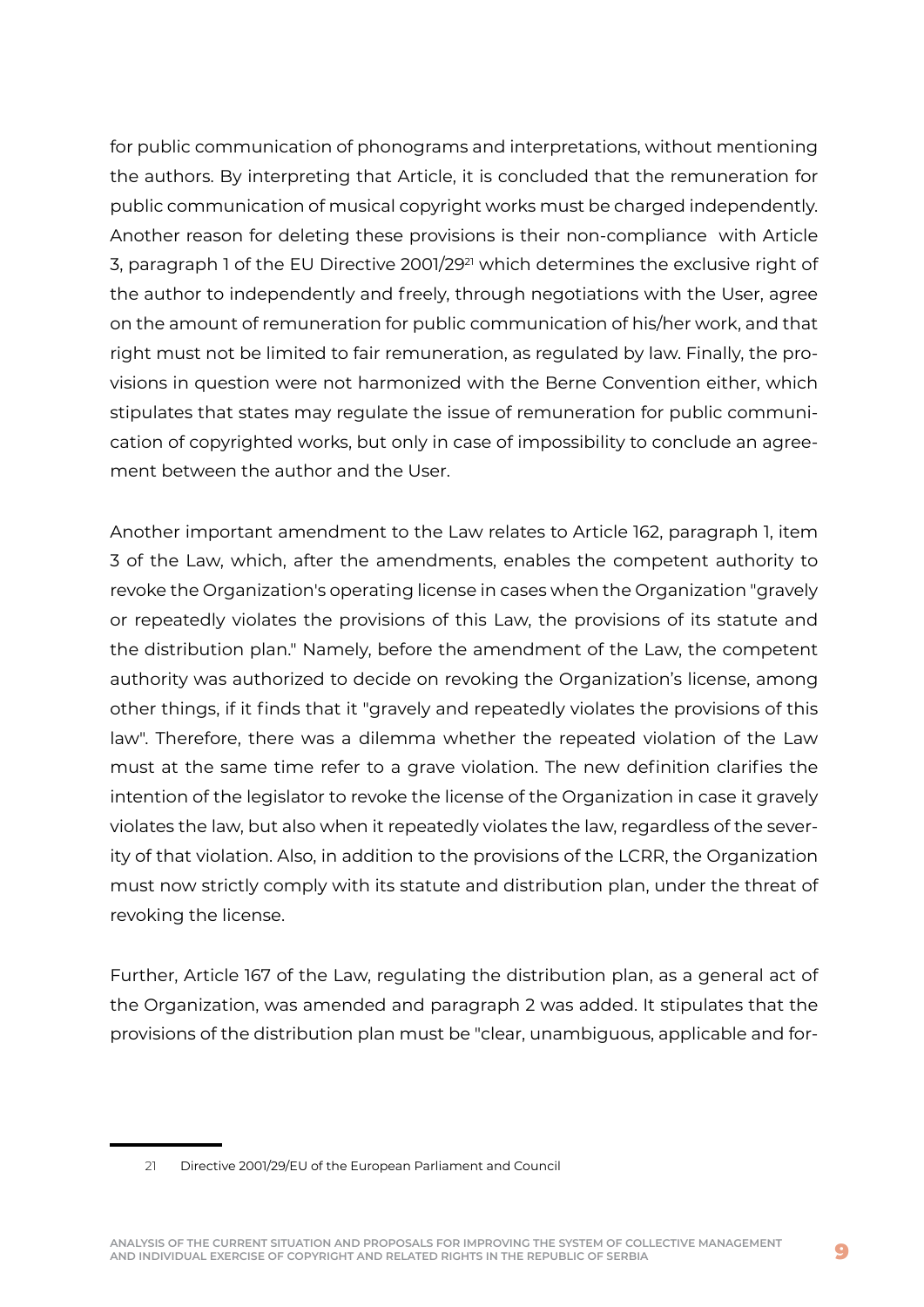for public communication of phonograms and interpretations, without mentioning the authors. By interpreting that Article, it is concluded that the remuneration for public communication of musical copyright works must be charged independently. Another reason for deleting these provisions is their non-compliance with Article 3, paragraph 1 of the EU Directive 2001/29[21] which determines the exclusive right of the author to independently and freely, through negotiations with the User, agree on the amount of remuneration for public communication of his/her work, and that right must not be limited to fair remuneration, as regulated by law. Finally, the provisions in question were not harmonized with the Berne Convention either, which stipulates that states may regulate the issue of remuneration for public communication of copyrighted works, but only in case of impossibility to conclude an agreement between the author and the User.

Another important amendment to the Law relates to Article 162, paragraph 1, item 3 of the Law, which, after the amendments, enables the competent authority to revoke the Organization's operating license in cases when the Organization "gravely or repeatedly violates the provisions of this Law, the provisions of its statute and the distribution plan." Namely, before the amendment of the Law, the competent authority was authorized to decide on revoking the Organization's license, among other things, if it finds that it "gravely and repeatedly violates the provisions of this law". Therefore, there was a dilemma whether the repeated violation of the Law must at the same time refer to a grave violation. The new definition clarifies the intention of the legislator to revoke the license of the Organization in case it gravely violates the law, but also when it repeatedly violates the law, regardless of the severity of that violation. Also, in addition to the provisions of the LCRR, the Organization must now strictly comply with its statute and distribution plan, under the threat of revoking the license.

Further, Article 167 of the Law, regulating the distribution plan, as a general act of the Organization, was amended and paragraph 2 was added. It stipulates that the provisions of the distribution plan must be "clear, unambiguous, applicable and for-

---

21 Directive 2001/29/EU of the European Parliament and Council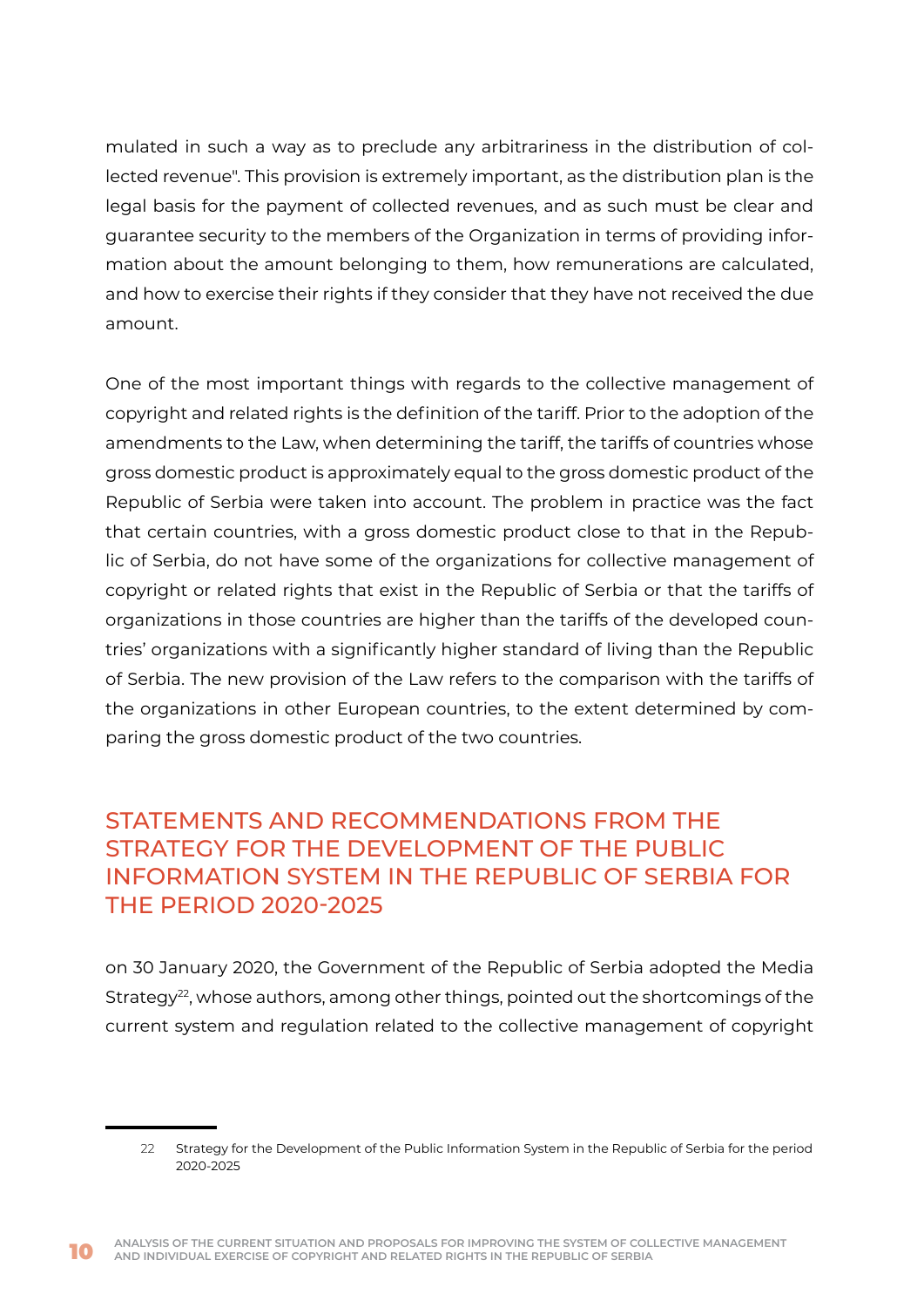mulated in such a way as to preclude any arbitrariness in the distribution of collected revenue". This provision is extremely important, as the distribution plan is the legal basis for the payment of collected revenues, and as such must be clear and guarantee security to the members of the Organization in terms of providing information about the amount belonging to them, how remunerations are calculated, and how to exercise their rights if they consider that they have not received the due amount.

One of the most important things with regards to the collective management of copyright and related rights is the definition of the tariff. Prior to the adoption of the amendments to the Law, when determining the tariff, the tariffs of countries whose gross domestic product is approximately equal to the gross domestic product of the Republic of Serbia were taken into account. The problem in practice was the fact that certain countries, with a gross domestic product close to that in the Republic of Serbia, do not have some of the organizations for collective management of copyright or related rights that exist in the Republic of Serbia or that the tariffs of organizations in those countries are higher than the tariffs of the developed countries' organizations with a significantly higher standard of living than the Republic of Serbia. The new provision of the Law refers to the comparison with the tariffs of the organizations in other European countries, to the extent determined by comparing the gross domestic product of the two countries.

## STATEMENTS AND RECOMMENDATIONS FROM THE STRATEGY FOR THE DEVELOPMENT OF THE PUBLIC INFORMATION SYSTEM IN THE REPUBLIC OF SERBIA FOR THE PERIOD 2020-2025

on 30 January 2020, the Government of the Republic of Serbia adopted the Media Strategy[22], whose authors, among other things, pointed out the shortcomings of the current system and regulation related to the collective management of copyright

22 Strategy for the Development of the Public Information System in the Republic of Serbia for the period 2020-2025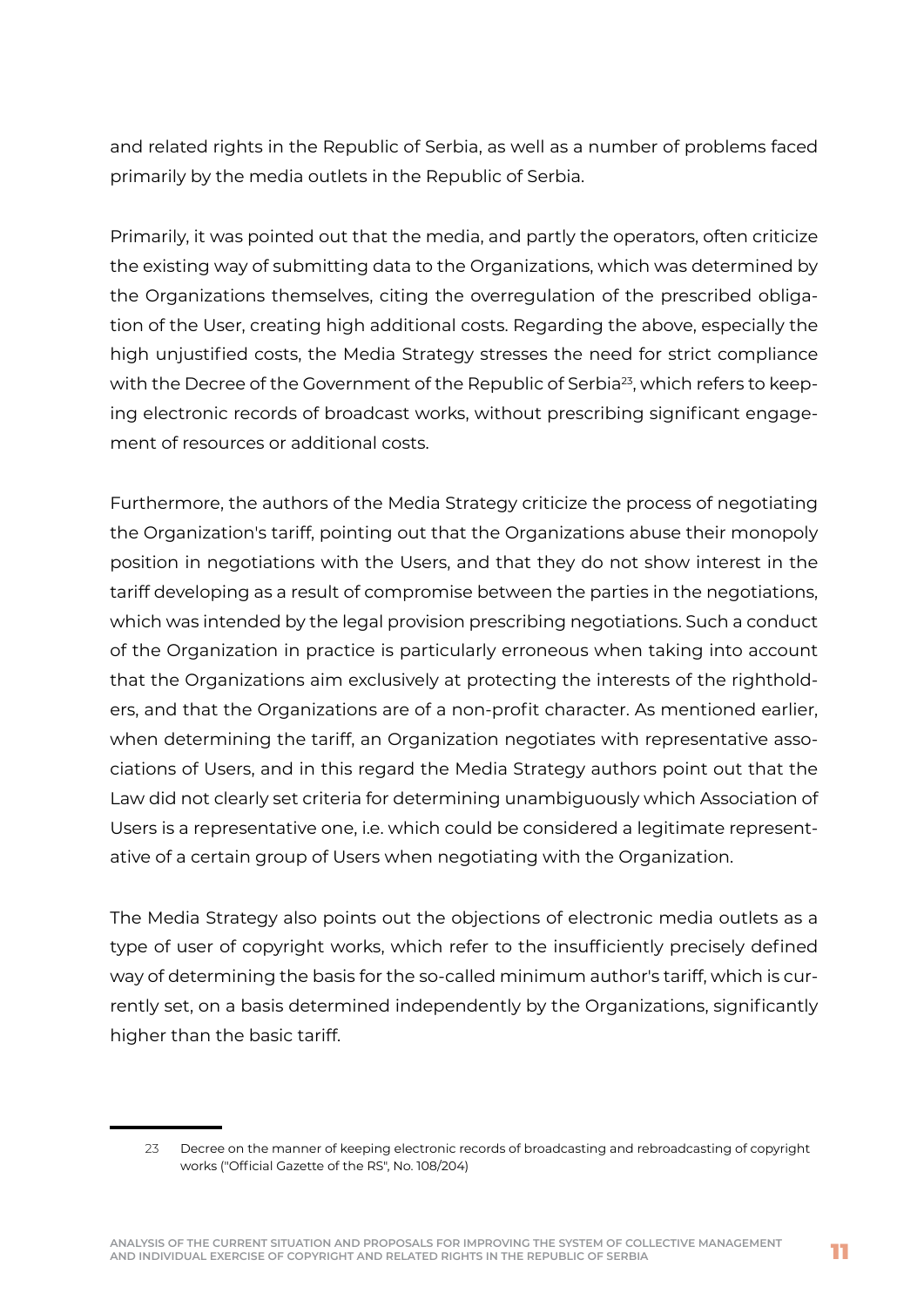and related rights in the Republic of Serbia, as well as a number of problems faced primarily by the media outlets in the Republic of Serbia.

Primarily, it was pointed out that the media, and partly the operators, often criticize the existing way of submitting data to the Organizations, which was determined by the Organizations themselves, citing the overregulation of the prescribed obligation of the User, creating high additional costs. Regarding the above, especially the high unjustified costs, the Media Strategy stresses the need for strict compliance with the Decree of the Government of the Republic of Serbia[23], which refers to keeping electronic records of broadcast works, without prescribing significant engagement of resources or additional costs.

Furthermore, the authors of the Media Strategy criticize the process of negotiating the Organization's tariff, pointing out that the Organizations abuse their monopoly position in negotiations with the Users, and that they do not show interest in the tariff developing as a result of compromise between the parties in the negotiations, which was intended by the legal provision prescribing negotiations. Such a conduct of the Organization in practice is particularly erroneous when taking into account that the Organizations aim exclusively at protecting the interests of the rightholders, and that the Organizations are of a non-profit character. As mentioned earlier, when determining the tariff, an Organization negotiates with representative associations of Users, and in this regard the Media Strategy authors point out that the Law did not clearly set criteria for determining unambiguously which Association of Users is a representative one, i.e. which could be considered a legitimate representative of a certain group of Users when negotiating with the Organization.

The Media Strategy also points out the objections of electronic media outlets as a type of user of copyright works, which refer to the insufficiently precisely defined way of determining the basis for the so-called minimum author's tariff, which is currently set, on a basis determined independently by the Organizations, significantly higher than the basic tariff.

---

23 Decree on the manner of keeping electronic records of broadcasting and rebroadcasting of copyright works ("Official Gazette of the RS", No. 108/204)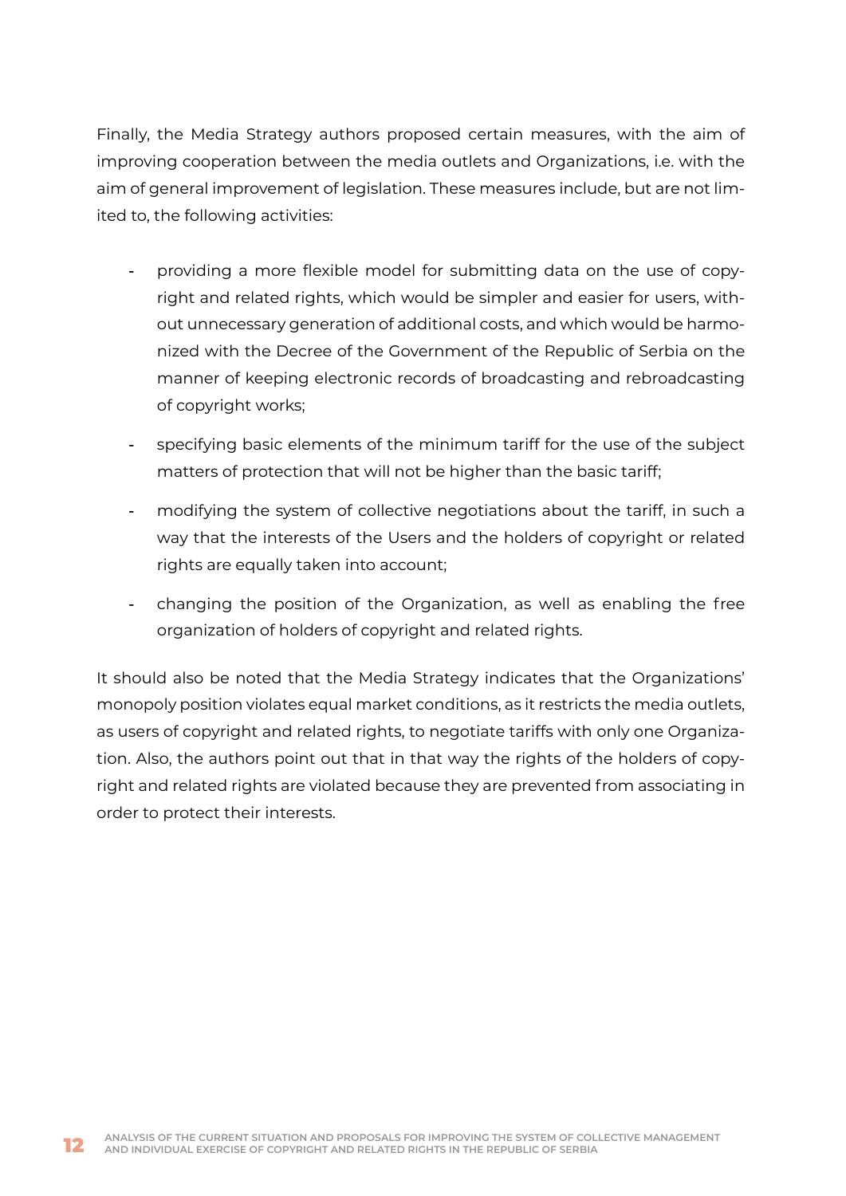Finally, the Media Strategy authors proposed certain measures, with the aim of improving cooperation between the media outlets and Organizations, i.e. with the aim of general improvement of legislation. These measures include, but are not limited to, the following activities:

- providing a more flexible model for submitting data on the use of copyright and related rights, which would be simpler and easier for users, without unnecessary generation of additional costs, and which would be harmonized with the Decree of the Government of the Republic of Serbia on the manner of keeping electronic records of broadcasting and rebroadcasting of copyright works;
- specifying basic elements of the minimum tariff for the use of the subject matters of protection that will not be higher than the basic tariff;
- modifying the system of collective negotiations about the tariff, in such a way that the interests of the Users and the holders of copyright or related rights are equally taken into account;
- changing the position of the Organization, as well as enabling the free organization of holders of copyright and related rights.

It should also be noted that the Media Strategy indicates that the Organizations' monopoly position violates equal market conditions, as it restricts the media outlets, as users of copyright and related rights, to negotiate tariffs with only one Organization. Also, the authors point out that in that way the rights of the holders of copyright and related rights are violated because they are prevented from associating in order to protect their interests.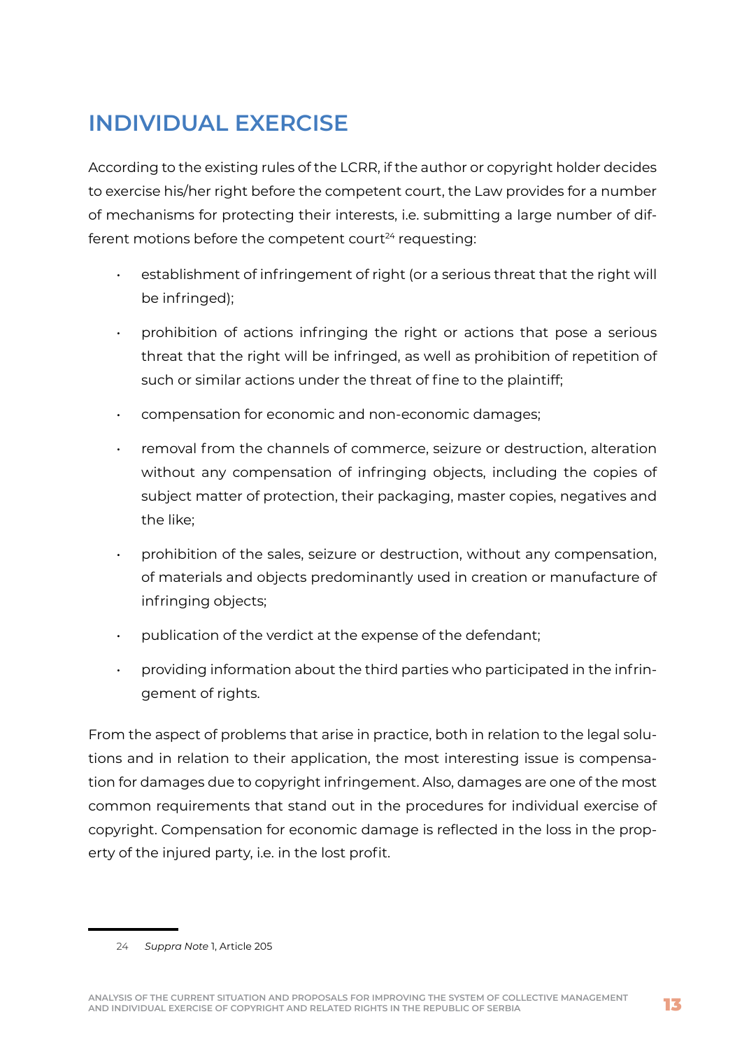## INDIVIDUAL EXERCISE

According to the existing rules of the LCRR, if the author or copyright holder decides to exercise his/her right before the competent court, the Law provides for a number of mechanisms for protecting their interests, i.e. submitting a large number of different motions before the competent court[24] requesting:

- establishment of infringement of right (or a serious threat that the right will be infringed);
- prohibition of actions infringing the right or actions that pose a serious threat that the right will be infringed, as well as prohibition of repetition of such or similar actions under the threat of fine to the plaintiff;
- compensation for economic and non-economic damages;
- removal from the channels of commerce, seizure or destruction, alteration without any compensation of infringing objects, including the copies of subject matter of protection, their packaging, master copies, negatives and the like;
- prohibition of the sales, seizure or destruction, without any compensation, of materials and objects predominantly used in creation or manufacture of infringing objects;
- publication of the verdict at the expense of the defendant;
- providing information about the third parties who participated in the infringement of rights.

From the aspect of problems that arise in practice, both in relation to the legal solutions and in relation to their application, the most interesting issue is compensation for damages due to copyright infringement. Also, damages are one of the most common requirements that stand out in the procedures for individual exercise of copyright. Compensation for economic damage is reflected in the loss in the property of the injured party, i.e. in the lost profit.

---

24 *Suppra Note* 1, Article 205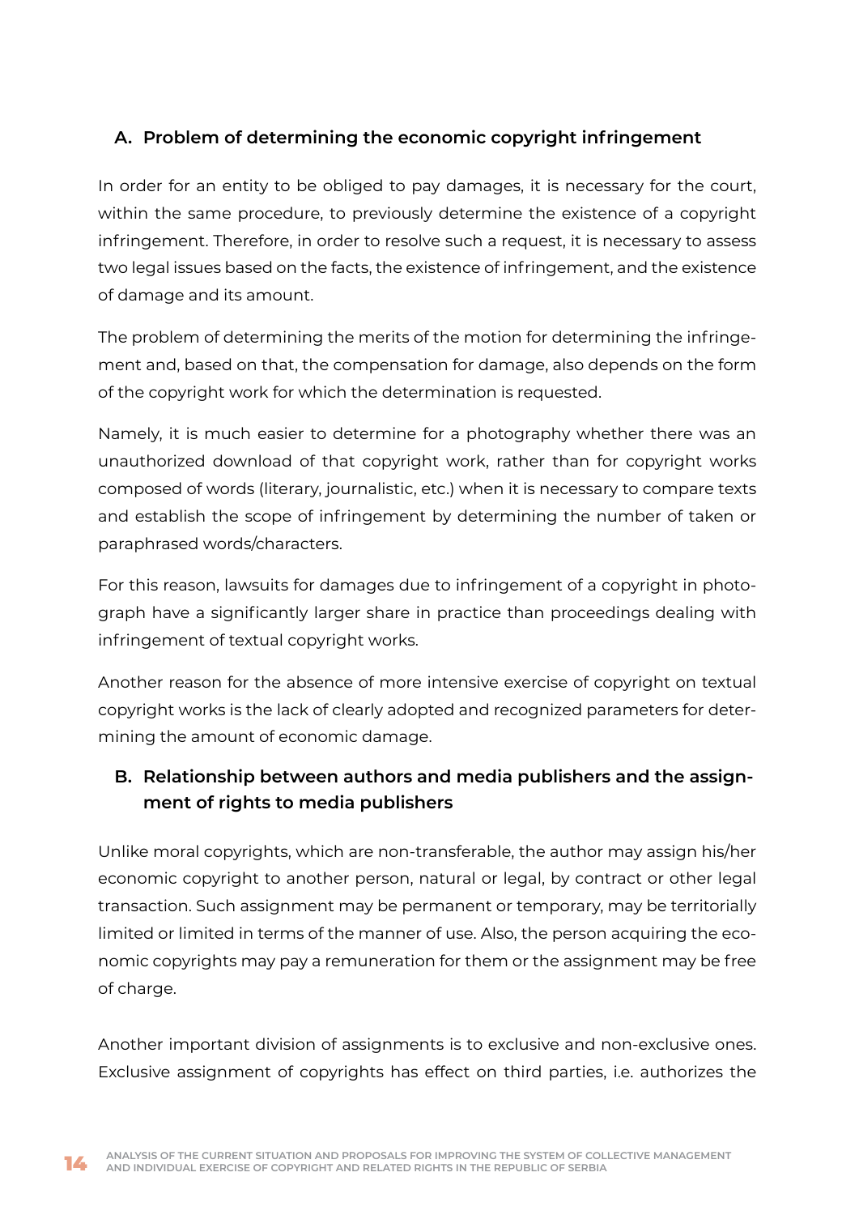### A. Problem of determining the economic copyright infringement

In order for an entity to be obliged to pay damages, it is necessary for the court, within the same procedure, to previously determine the existence of a copyright infringement. Therefore, in order to resolve such a request, it is necessary to assess two legal issues based on the facts, the existence of infringement, and the existence of damage and its amount.

The problem of determining the merits of the motion for determining the infringement and, based on that, the compensation for damage, also depends on the form of the copyright work for which the determination is requested.

Namely, it is much easier to determine for a photography whether there was an unauthorized download of that copyright work, rather than for copyright works composed of words (literary, journalistic, etc.) when it is necessary to compare texts and establish the scope of infringement by determining the number of taken or paraphrased words/characters.

For this reason, lawsuits for damages due to infringement of a copyright in photograph have a significantly larger share in practice than proceedings dealing with infringement of textual copyright works.

Another reason for the absence of more intensive exercise of copyright on textual copyright works is the lack of clearly adopted and recognized parameters for determining the amount of economic damage.

### B. Relationship between authors and media publishers and the assignment of rights to media publishers

Unlike moral copyrights, which are non-transferable, the author may assign his/her economic copyright to another person, natural or legal, by contract or other legal transaction. Such assignment may be permanent or temporary, may be territorially limited or limited in terms of the manner of use. Also, the person acquiring the economic copyrights may pay a remuneration for them or the assignment may be free of charge.

Another important division of assignments is to exclusive and non-exclusive ones. Exclusive assignment of copyrights has effect on third parties, i.e. authorizes the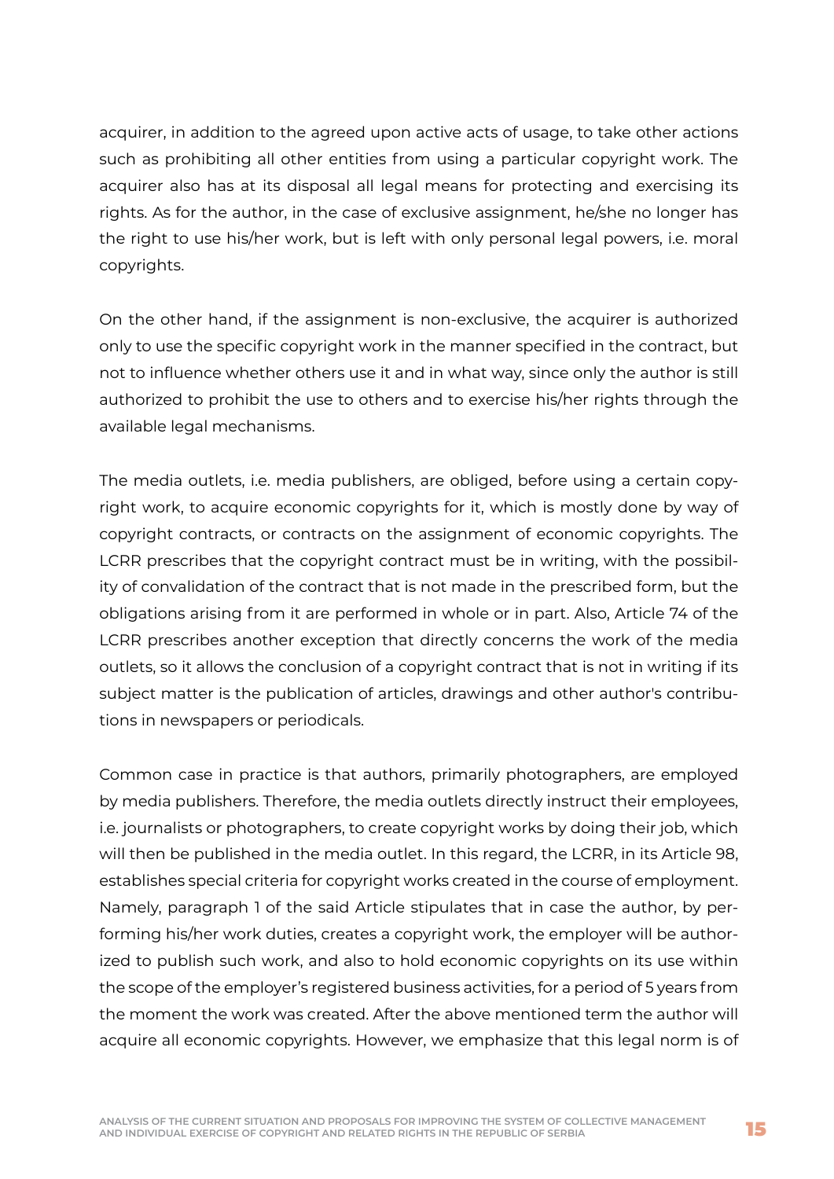acquirer, in addition to the agreed upon active acts of usage, to take other actions such as prohibiting all other entities from using a particular copyright work. The acquirer also has at its disposal all legal means for protecting and exercising its rights. As for the author, in the case of exclusive assignment, he/she no longer has the right to use his/her work, but is left with only personal legal powers, i.e. moral copyrights.

On the other hand, if the assignment is non-exclusive, the acquirer is authorized only to use the specific copyright work in the manner specified in the contract, but not to influence whether others use it and in what way, since only the author is still authorized to prohibit the use to others and to exercise his/her rights through the available legal mechanisms.

The media outlets, i.e. media publishers, are obliged, before using a certain copyright work, to acquire economic copyrights for it, which is mostly done by way of copyright contracts, or contracts on the assignment of economic copyrights. The LCRR prescribes that the copyright contract must be in writing, with the possibility of convalidation of the contract that is not made in the prescribed form, but the obligations arising from it are performed in whole or in part. Also, Article 74 of the LCRR prescribes another exception that directly concerns the work of the media outlets, so it allows the conclusion of a copyright contract that is not in writing if its subject matter is the publication of articles, drawings and other author's contributions in newspapers or periodicals.

Common case in practice is that authors, primarily photographers, are employed by media publishers. Therefore, the media outlets directly instruct their employees, i.e. journalists or photographers, to create copyright works by doing their job, which will then be published in the media outlet. In this regard, the LCRR, in its Article 98, establishes special criteria for copyright works created in the course of employment. Namely, paragraph 1 of the said Article stipulates that in case the author, by performing his/her work duties, creates a copyright work, the employer will be authorized to publish such work, and also to hold economic copyrights on its use within the scope of the employer's registered business activities, for a period of 5 years from the moment the work was created. After the above mentioned term the author will acquire all economic copyrights. However, we emphasize that this legal norm is of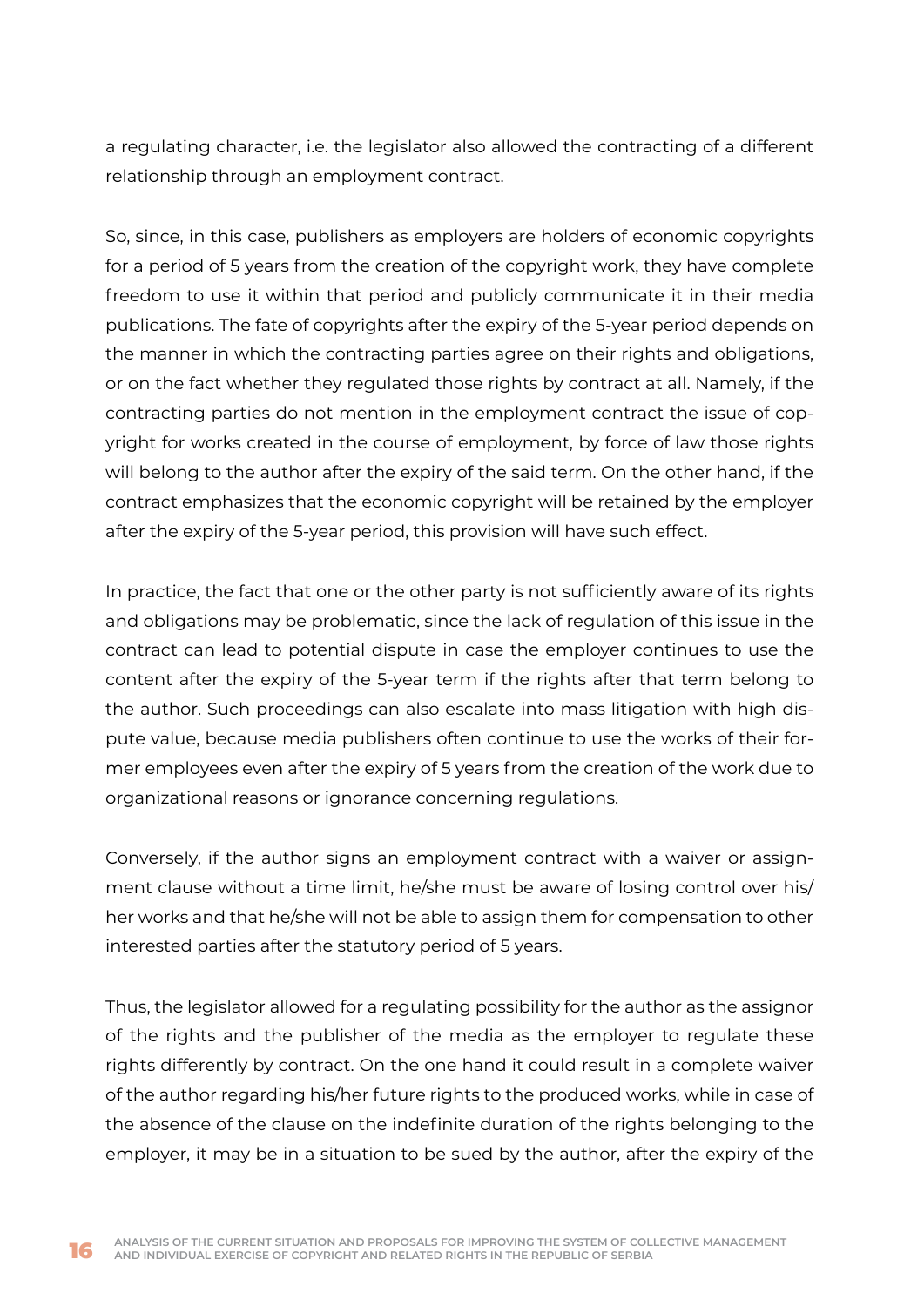a regulating character, i.e. the legislator also allowed the contracting of a different relationship through an employment contract.

So, since, in this case, publishers as employers are holders of economic copyrights for a period of 5 years from the creation of the copyright work, they have complete freedom to use it within that period and publicly communicate it in their media publications. The fate of copyrights after the expiry of the 5-year period depends on the manner in which the contracting parties agree on their rights and obligations, or on the fact whether they regulated those rights by contract at all. Namely, if the contracting parties do not mention in the employment contract the issue of copyright for works created in the course of employment, by force of law those rights will belong to the author after the expiry of the said term. On the other hand, if the contract emphasizes that the economic copyright will be retained by the employer after the expiry of the 5-year period, this provision will have such effect.

In practice, the fact that one or the other party is not sufficiently aware of its rights and obligations may be problematic, since the lack of regulation of this issue in the contract can lead to potential dispute in case the employer continues to use the content after the expiry of the 5-year term if the rights after that term belong to the author. Such proceedings can also escalate into mass litigation with high dispute value, because media publishers often continue to use the works of their former employees even after the expiry of 5 years from the creation of the work due to organizational reasons or ignorance concerning regulations.

Conversely, if the author signs an employment contract with a waiver or assignment clause without a time limit, he/she must be aware of losing control over his/her works and that he/she will not be able to assign them for compensation to other interested parties after the statutory period of 5 years.

Thus, the legislator allowed for a regulating possibility for the author as the assignor of the rights and the publisher of the media as the employer to regulate these rights differently by contract. On the one hand it could result in a complete waiver of the author regarding his/her future rights to the produced works, while in case of the absence of the clause on the indefinite duration of the rights belonging to the employer, it may be in a situation to be sued by the author, after the expiry of the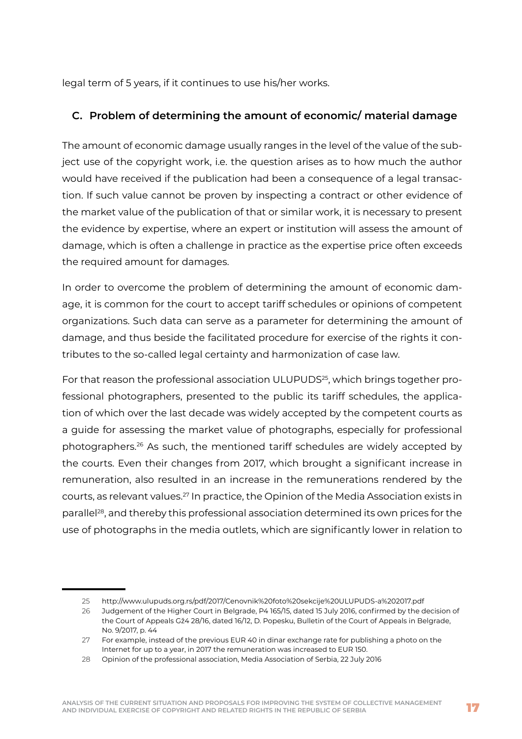legal term of 5 years, if it continues to use his/her works.

### C. Problem of determining the amount of economic/ material damage

The amount of economic damage usually ranges in the level of the value of the subject use of the copyright work, i.e. the question arises as to how much the author would have received if the publication had been a consequence of a legal transaction. If such value cannot be proven by inspecting a contract or other evidence of the market value of the publication of that or similar work, it is necessary to present the evidence by expertise, where an expert or institution will assess the amount of damage, which is often a challenge in practice as the expertise price often exceeds the required amount for damages.

In order to overcome the problem of determining the amount of economic damage, it is common for the court to accept tariff schedules or opinions of competent organizations. Such data can serve as a parameter for determining the amount of damage, and thus beside the facilitated procedure for exercise of the rights it contributes to the so-called legal certainty and harmonization of case law.

For that reason the professional association ULUPUDS[25], which brings together professional photographers, presented to the public its tariff schedules, the application of which over the last decade was widely accepted by the competent courts as a guide for assessing the market value of photographs, especially for professional photographers.[26] As such, the mentioned tariff schedules are widely accepted by the courts. Even their changes from 2017, which brought a significant increase in remuneration, also resulted in an increase in the remunerations rendered by the courts, as relevant values.[27] In practice, the Opinion of the Media Association exists in parallel[28], and thereby this professional association determined its own prices for the use of photographs in the media outlets, which are significantly lower in relation to

---

25 http://www.ulupuds.org.rs/pdf/2017/Cenovnik%20foto%20sekcije%20ULUPUDS-a%202017.pdf

26 Judgement of the Higher Court in Belgrade, P4 165/15, dated 15 July 2016, confirmed by the decision of the Court of Appeals Gž4 28/16, dated 16/12, D. Popesku, Bulletin of the Court of Appeals in Belgrade, No. 9/2017, p. 44

27 For example, instead of the previous EUR 40 in dinar exchange rate for publishing a photo on the Internet for up to a year, in 2017 the remuneration was increased to EUR 150.

28 Opinion of the professional association, Media Association of Serbia, 22 July 2016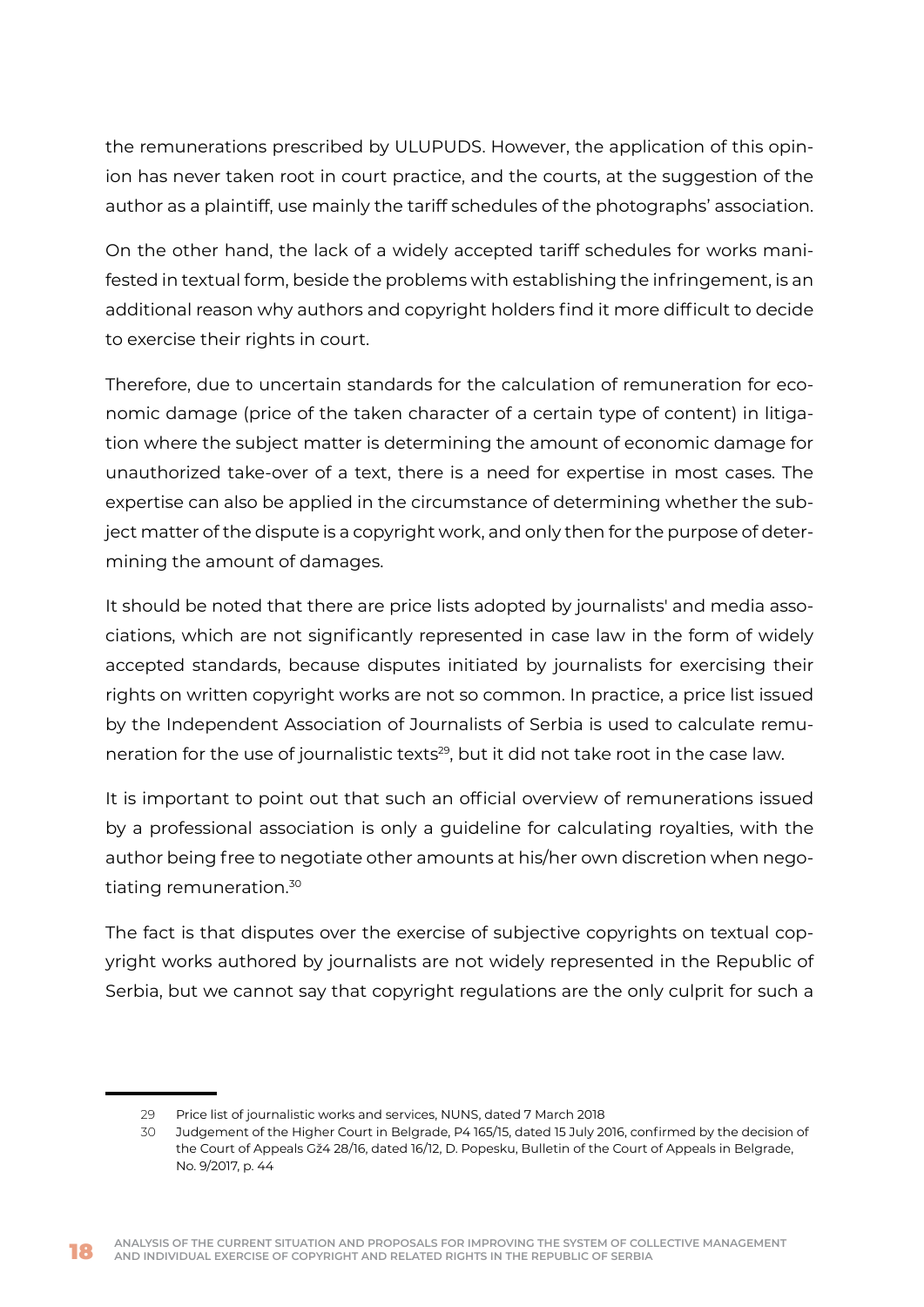the remunerations prescribed by ULUPUDS. However, the application of this opinion has never taken root in court practice, and the courts, at the suggestion of the author as a plaintiff, use mainly the tariff schedules of the photographs' association.

On the other hand, the lack of a widely accepted tariff schedules for works manifested in textual form, beside the problems with establishing the infringement, is an additional reason why authors and copyright holders find it more difficult to decide to exercise their rights in court.

Therefore, due to uncertain standards for the calculation of remuneration for economic damage (price of the taken character of a certain type of content) in litigation where the subject matter is determining the amount of economic damage for unauthorized take-over of a text, there is a need for expertise in most cases. The expertise can also be applied in the circumstance of determining whether the subject matter of the dispute is a copyright work, and only then for the purpose of determining the amount of damages.

It should be noted that there are price lists adopted by journalists' and media associations, which are not significantly represented in case law in the form of widely accepted standards, because disputes initiated by journalists for exercising their rights on written copyright works are not so common. In practice, a price list issued by the Independent Association of Journalists of Serbia is used to calculate remuneration for the use of journalistic texts[29], but it did not take root in the case law.

It is important to point out that such an official overview of remunerations issued by a professional association is only a guideline for calculating royalties, with the author being free to negotiate other amounts at his/her own discretion when negotiating remuneration.[30]

The fact is that disputes over the exercise of subjective copyrights on textual copyright works authored by journalists are not widely represented in the Republic of Serbia, but we cannot say that copyright regulations are the only culprit for such a

---

29 Price list of journalistic works and services, NUNS, dated 7 March 2018

30 Judgement of the Higher Court in Belgrade, P4 165/15, dated 15 July 2016, confirmed by the decision of the Court of Appeals Gž4 28/16, dated 16/12, D. Popesku, Bulletin of the Court of Appeals in Belgrade, No. 9/2017, p. 44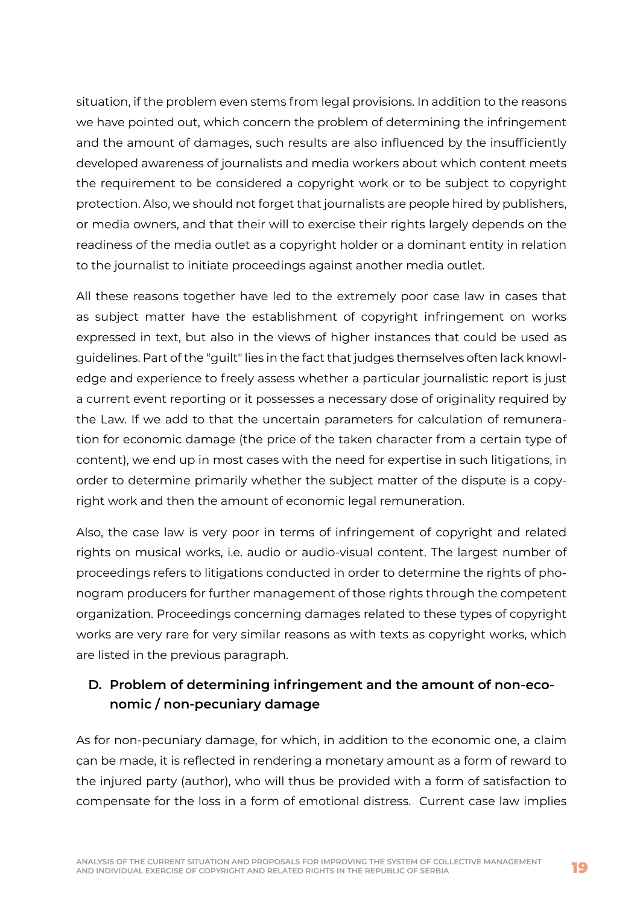situation, if the problem even stems from legal provisions. In addition to the reasons we have pointed out, which concern the problem of determining the infringement and the amount of damages, such results are also influenced by the insufficiently developed awareness of journalists and media workers about which content meets the requirement to be considered a copyright work or to be subject to copyright protection. Also, we should not forget that journalists are people hired by publishers, or media owners, and that their will to exercise their rights largely depends on the readiness of the media outlet as a copyright holder or a dominant entity in relation to the journalist to initiate proceedings against another media outlet.

All these reasons together have led to the extremely poor case law in cases that as subject matter have the establishment of copyright infringement on works expressed in text, but also in the views of higher instances that could be used as guidelines. Part of the "guilt" lies in the fact that judges themselves often lack knowledge and experience to freely assess whether a particular journalistic report is just a current event reporting or it possesses a necessary dose of originality required by the Law. If we add to that the uncertain parameters for calculation of remuneration for economic damage (the price of the taken character from a certain type of content), we end up in most cases with the need for expertise in such litigations, in order to determine primarily whether the subject matter of the dispute is a copyright work and then the amount of economic legal remuneration.

Also, the case law is very poor in terms of infringement of copyright and related rights on musical works, i.e. audio or audio-visual content. The largest number of proceedings refers to litigations conducted in order to determine the rights of phonogram producers for further management of those rights through the competent organization. Proceedings concerning damages related to these types of copyright works are very rare for very similar reasons as with texts as copyright works, which are listed in the previous paragraph.

### D. Problem of determining infringement and the amount of non-economic / non-pecuniary damage

As for non-pecuniary damage, for which, in addition to the economic one, a claim can be made, it is reflected in rendering a monetary amount as a form of reward to the injured party (author), who will thus be provided with a form of satisfaction to compensate for the loss in a form of emotional distress. Current case law implies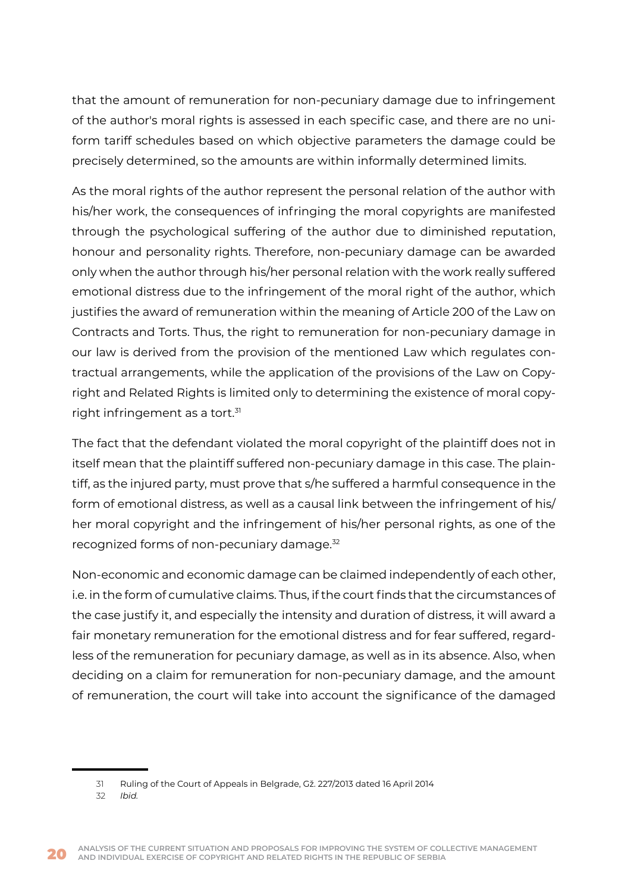that the amount of remuneration for non-pecuniary damage due to infringement of the author's moral rights is assessed in each specific case, and there are no uniform tariff schedules based on which objective parameters the damage could be precisely determined, so the amounts are within informally determined limits.

As the moral rights of the author represent the personal relation of the author with his/her work, the consequences of infringing the moral copyrights are manifested through the psychological suffering of the author due to diminished reputation, honour and personality rights. Therefore, non-pecuniary damage can be awarded only when the author through his/her personal relation with the work really suffered emotional distress due to the infringement of the moral right of the author, which justifies the award of remuneration within the meaning of Article 200 of the Law on Contracts and Torts. Thus, the right to remuneration for non-pecuniary damage in our law is derived from the provision of the mentioned Law which regulates contractual arrangements, while the application of the provisions of the Law on Copyright and Related Rights is limited only to determining the existence of moral copyright infringement as a tort.[31]

The fact that the defendant violated the moral copyright of the plaintiff does not in itself mean that the plaintiff suffered non-pecuniary damage in this case. The plaintiff, as the injured party, must prove that s/he suffered a harmful consequence in the form of emotional distress, as well as a causal link between the infringement of his/her moral copyright and the infringement of his/her personal rights, as one of the recognized forms of non-pecuniary damage.[32]

Non-economic and economic damage can be claimed independently of each other, i.e. in the form of cumulative claims. Thus, if the court finds that the circumstances of the case justify it, and especially the intensity and duration of distress, it will award a fair monetary remuneration for the emotional distress and for fear suffered, regardless of the remuneration for pecuniary damage, as well as in its absence. Also, when deciding on a claim for remuneration for non-pecuniary damage, and the amount of remuneration, the court will take into account the significance of the damaged

---

31 Ruling of the Court of Appeals in Belgrade, Gž. 227/2013 dated 16 April 2014

32 *Ibid.*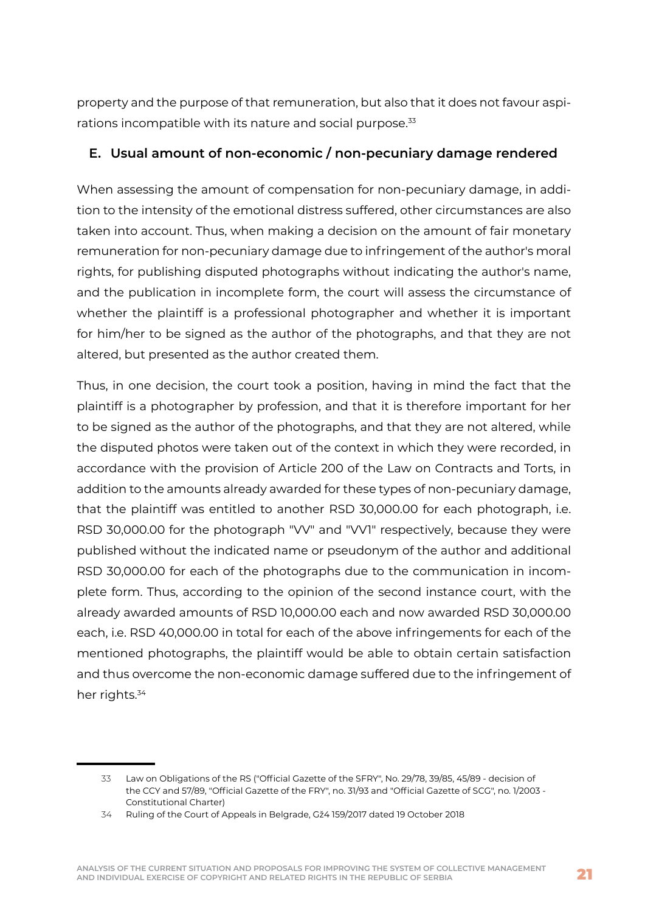property and the purpose of that remuneration, but also that it does not favour aspirations incompatible with its nature and social purpose.[33]

### E. Usual amount of non-economic / non-pecuniary damage rendered

When assessing the amount of compensation for non-pecuniary damage, in addition to the intensity of the emotional distress suffered, other circumstances are also taken into account. Thus, when making a decision on the amount of fair monetary remuneration for non-pecuniary damage due to infringement of the author's moral rights, for publishing disputed photographs without indicating the author's name, and the publication in incomplete form, the court will assess the circumstance of whether the plaintiff is a professional photographer and whether it is important for him/her to be signed as the author of the photographs, and that they are not altered, but presented as the author created them.

Thus, in one decision, the court took a position, having in mind the fact that the plaintiff is a photographer by profession, and that it is therefore important for her to be signed as the author of the photographs, and that they are not altered, while the disputed photos were taken out of the context in which they were recorded, in accordance with the provision of Article 200 of the Law on Contracts and Torts, in addition to the amounts already awarded for these types of non-pecuniary damage, that the plaintiff was entitled to another RSD 30,000.00 for each photograph, i.e. RSD 30,000.00 for the photograph "VV" and "VV1" respectively, because they were published without the indicated name or pseudonym of the author and additional RSD 30,000.00 for each of the photographs due to the communication in incomplete form. Thus, according to the opinion of the second instance court, with the already awarded amounts of RSD 10,000.00 each and now awarded RSD 30,000.00 each, i.e. RSD 40,000.00 in total for each of the above infringements for each of the mentioned photographs, the plaintiff would be able to obtain certain satisfaction and thus overcome the non-economic damage suffered due to the infringement of her rights.[34]

---

33 Law on Obligations of the RS ("Official Gazette of the SFRY", No. 29/78, 39/85, 45/89 - decision of the CCY and 57/89, "Official Gazette of the FRY", no. 31/93 and "Official Gazette of SCG", no. 1/2003 - Constitutional Charter)

34 Ruling of the Court of Appeals in Belgrade, Gž4 159/2017 dated 19 October 2018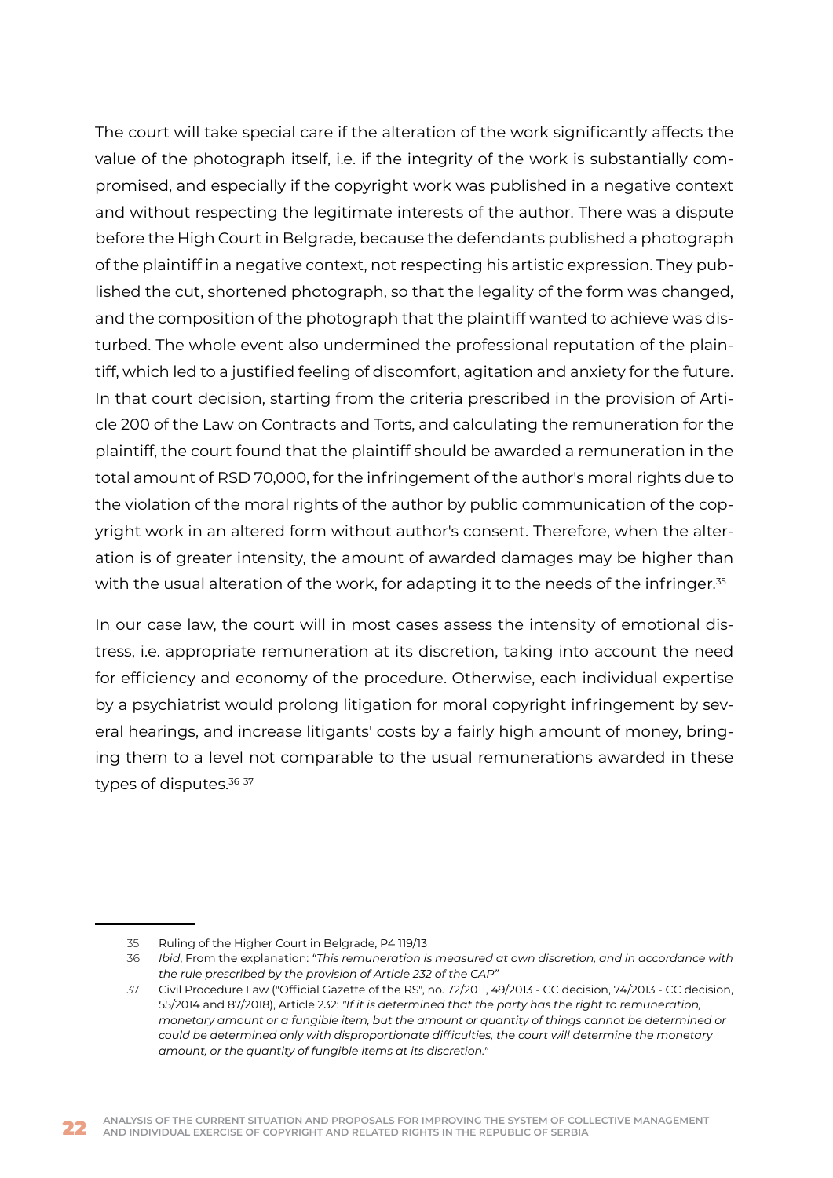The court will take special care if the alteration of the work significantly affects the value of the photograph itself, i.e. if the integrity of the work is substantially compromised, and especially if the copyright work was published in a negative context and without respecting the legitimate interests of the author. There was a dispute before the High Court in Belgrade, because the defendants published a photograph of the plaintiff in a negative context, not respecting his artistic expression. They published the cut, shortened photograph, so that the legality of the form was changed, and the composition of the photograph that the plaintiff wanted to achieve was disturbed. The whole event also undermined the professional reputation of the plaintiff, which led to a justified feeling of discomfort, agitation and anxiety for the future. In that court decision, starting from the criteria prescribed in the provision of Article 200 of the Law on Contracts and Torts, and calculating the remuneration for the plaintiff, the court found that the plaintiff should be awarded a remuneration in the total amount of RSD 70,000, for the infringement of the author's moral rights due to the violation of the moral rights of the author by public communication of the copyright work in an altered form without author's consent. Therefore, when the alteration is of greater intensity, the amount of awarded damages may be higher than with the usual alteration of the work, for adapting it to the needs of the infringer.[35]

In our case law, the court will in most cases assess the intensity of emotional distress, i.e. appropriate remuneration at its discretion, taking into account the need for efficiency and economy of the procedure. Otherwise, each individual expertise by a psychiatrist would prolong litigation for moral copyright infringement by several hearings, and increase litigants' costs by a fairly high amount of money, bringing them to a level not comparable to the usual remunerations awarded in these types of disputes.[36] [37]

---

35 Ruling of the Higher Court in Belgrade, P4 119/13

36 *Ibid*, From the explanation: *"This remuneration is measured at own discretion, and in accordance with the rule prescribed by the provision of Article 232 of the CAP"*

37 Civil Procedure Law ("Official Gazette of the RS", no. 72/2011, 49/2013 - CC decision, 74/2013 - CC decision, 55/2014 and 87/2018), Article 232: *"If it is determined that the party has the right to remuneration, monetary amount or a fungible item, but the amount or quantity of things cannot be determined or could be determined only with disproportionate difficulties, the court will determine the monetary amount, or the quantity of fungible items at its discretion."*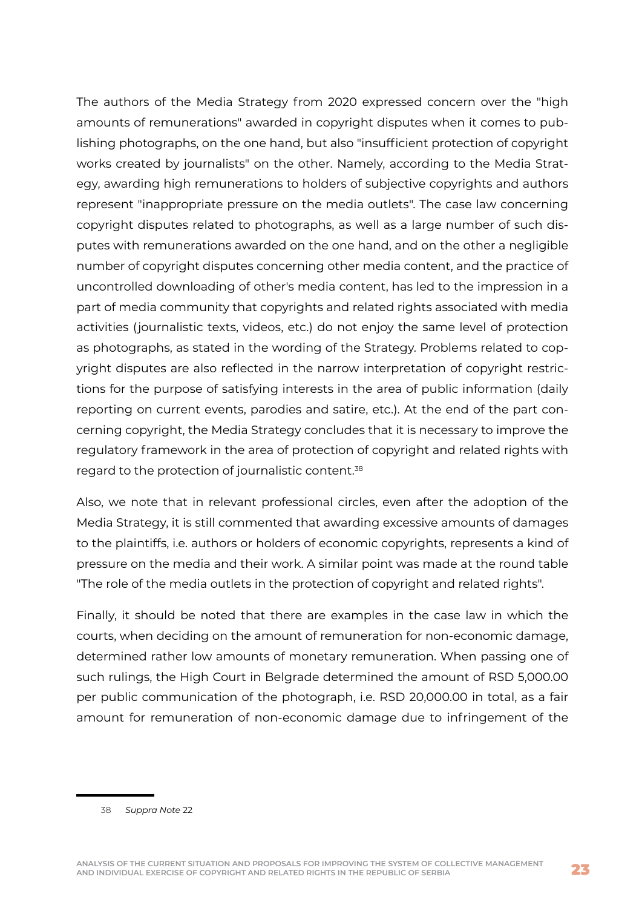The authors of the Media Strategy from 2020 expressed concern over the "high amounts of remunerations" awarded in copyright disputes when it comes to publishing photographs, on the one hand, but also "insufficient protection of copyright works created by journalists" on the other. Namely, according to the Media Strategy, awarding high remunerations to holders of subjective copyrights and authors represent "inappropriate pressure on the media outlets". The case law concerning copyright disputes related to photographs, as well as a large number of such disputes with remunerations awarded on the one hand, and on the other a negligible number of copyright disputes concerning other media content, and the practice of uncontrolled downloading of other's media content, has led to the impression in a part of media community that copyrights and related rights associated with media activities (journalistic texts, videos, etc.) do not enjoy the same level of protection as photographs, as stated in the wording of the Strategy. Problems related to copyright disputes are also reflected in the narrow interpretation of copyright restrictions for the purpose of satisfying interests in the area of public information (daily reporting on current events, parodies and satire, etc.). At the end of the part concerning copyright, the Media Strategy concludes that it is necessary to improve the regulatory framework in the area of protection of copyright and related rights with regard to the protection of journalistic content.[38]

Also, we note that in relevant professional circles, even after the adoption of the Media Strategy, it is still commented that awarding excessive amounts of damages to the plaintiffs, i.e. authors or holders of economic copyrights, represents a kind of pressure on the media and their work. A similar point was made at the round table "The role of the media outlets in the protection of copyright and related rights".

Finally, it should be noted that there are examples in the case law in which the courts, when deciding on the amount of remuneration for non-economic damage, determined rather low amounts of monetary remuneration. When passing one of such rulings, the High Court in Belgrade determined the amount of RSD 5,000.00 per public communication of the photograph, i.e. RSD 20,000.00 in total, as a fair amount for remuneration of non-economic damage due to infringement of the

38 *Suppra Note* 22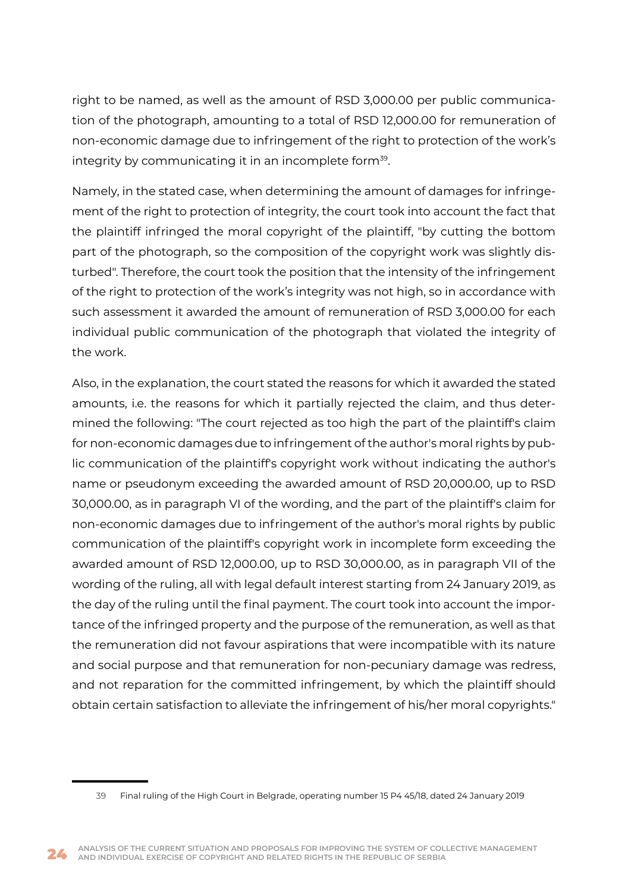right to be named, as well as the amount of RSD 3,000.00 per public communication of the photograph, amounting to a total of RSD 12,000.00 for remuneration of non-economic damage due to infringement of the right to protection of the work's integrity by communicating it in an incomplete form[39].

Namely, in the stated case, when determining the amount of damages for infringement of the right to protection of integrity, the court took into account the fact that the plaintiff infringed the moral copyright of the plaintiff, "by cutting the bottom part of the photograph, so the composition of the copyright work was slightly disturbed". Therefore, the court took the position that the intensity of the infringement of the right to protection of the work's integrity was not high, so in accordance with such assessment it awarded the amount of remuneration of RSD 3,000.00 for each individual public communication of the photograph that violated the integrity of the work.

Also, in the explanation, the court stated the reasons for which it awarded the stated amounts, i.e. the reasons for which it partially rejected the claim, and thus determined the following: "The court rejected as too high the part of the plaintiff's claim for non-economic damages due to infringement of the author's moral rights by public communication of the plaintiff's copyright work without indicating the author's name or pseudonym exceeding the awarded amount of RSD 20,000.00, up to RSD 30,000.00, as in paragraph VI of the wording, and the part of the plaintiff's claim for non-economic damages due to infringement of the author's moral rights by public communication of the plaintiff's copyright work in incomplete form exceeding the awarded amount of RSD 12,000.00, up to RSD 30,000.00, as in paragraph VII of the wording of the ruling, all with legal default interest starting from 24 January 2019, as the day of the ruling until the final payment. The court took into account the importance of the infringed property and the purpose of the remuneration, as well as that the remuneration did not favour aspirations that were incompatible with its nature and social purpose and that remuneration for non-pecuniary damage was redress, and not reparation for the committed infringement, by which the plaintiff should obtain certain satisfaction to alleviate the infringement of his/her moral copyrights."

---

39 Final ruling of the High Court in Belgrade, operating number 15 P4 45/18, dated 24 January 2019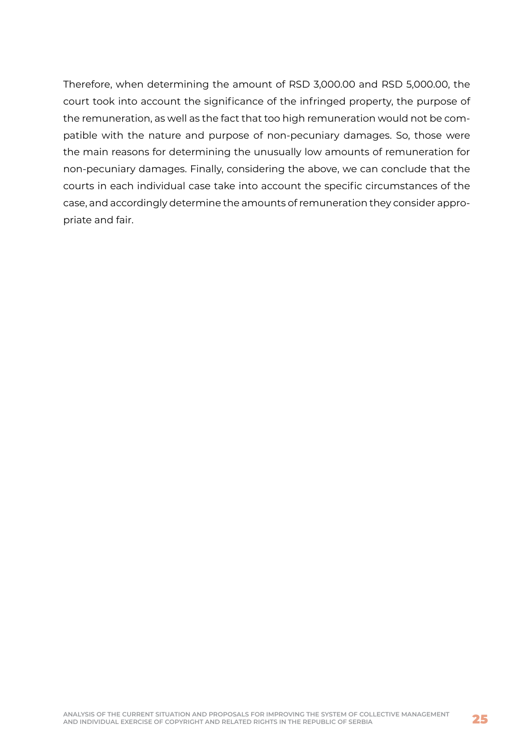Therefore, when determining the amount of RSD 3,000.00 and RSD 5,000.00, the court took into account the significance of the infringed property, the purpose of the remuneration, as well as the fact that too high remuneration would not be compatible with the nature and purpose of non-pecuniary damages. So, those were the main reasons for determining the unusually low amounts of remuneration for non-pecuniary damages. Finally, considering the above, we can conclude that the courts in each individual case take into account the specific circumstances of the case, and accordingly determine the amounts of remuneration they consider appropriate and fair.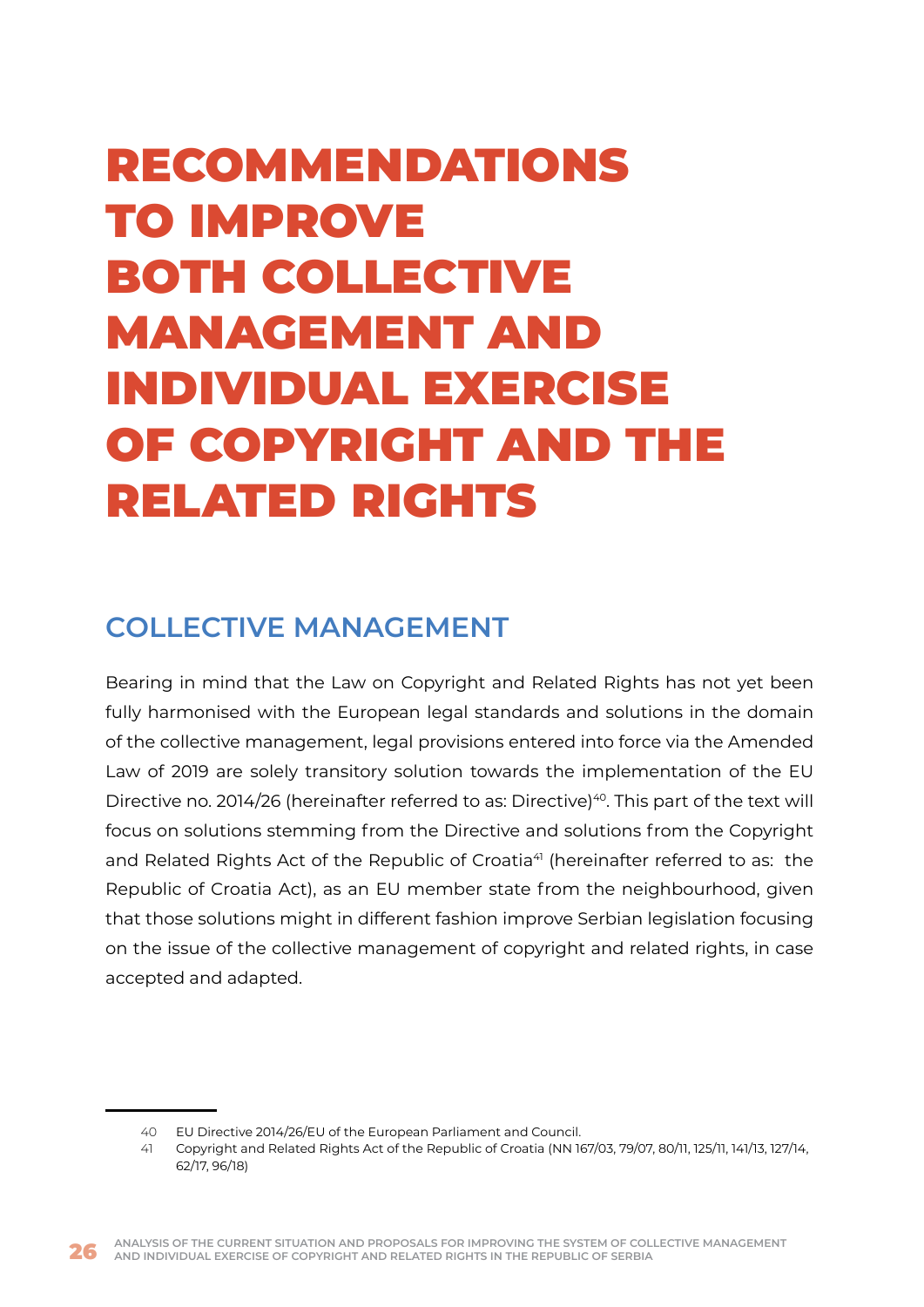# RECOMMENDATIONS TO IMPROVE BOTH COLLECTIVE MANAGEMENT AND INDIVIDUAL EXERCISE OF COPYRIGHT AND THE RELATED RIGHTS

## COLLECTIVE MANAGEMENT

Bearing in mind that the Law on Copyright and Related Rights has not yet been fully harmonised with the European legal standards and solutions in the domain of the collective management, legal provisions entered into force via the Amended Law of 2019 are solely transitory solution towards the implementation of the EU Directive no. 2014/26 (hereinafter referred to as: Directive)[40]. This part of the text will focus on solutions stemming from the Directive and solutions from the Copyright and Related Rights Act of the Republic of Croatia[41] (hereinafter referred to as: the Republic of Croatia Act), as an EU member state from the neighbourhood, given that those solutions might in different fashion improve Serbian legislation focusing on the issue of the collective management of copyright and related rights, in case accepted and adapted.

---

40 EU Directive 2014/26/EU of the European Parliament and Council.

41 Copyright and Related Rights Act of the Republic of Croatia (NN 167/03, 79/07, 80/11, 125/11, 141/13, 127/14, 62/17, 96/18)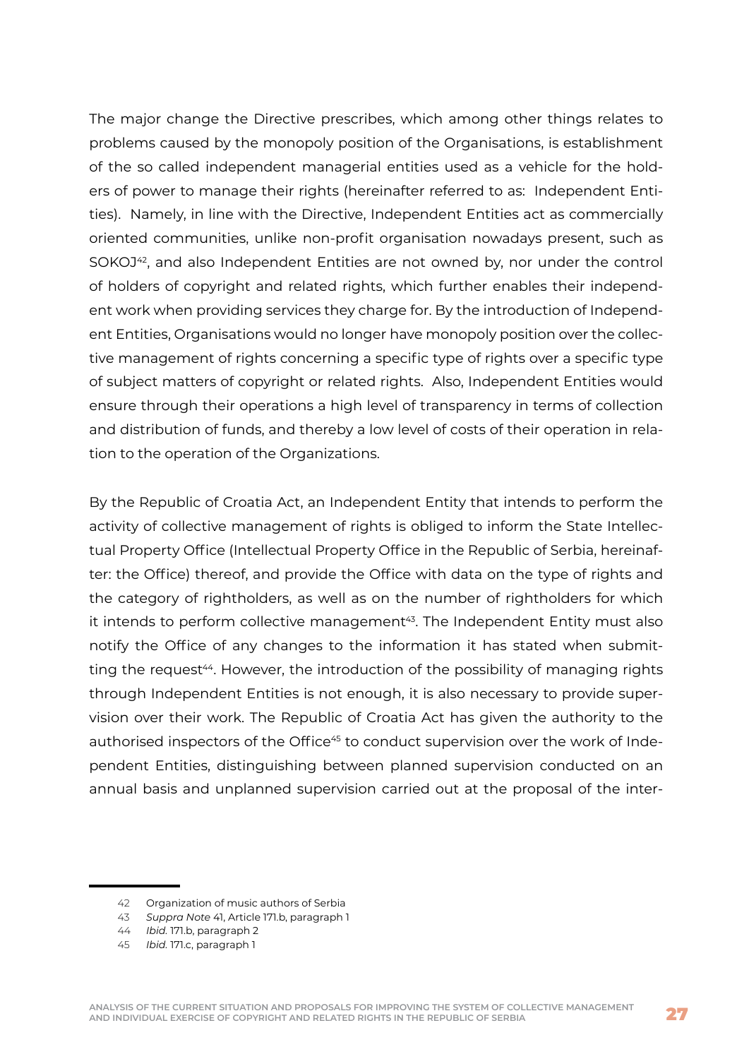The major change the Directive prescribes, which among other things relates to problems caused by the monopoly position of the Organisations, is establishment of the so called independent managerial entities used as a vehicle for the holders of power to manage their rights (hereinafter referred to as: Independent Entities). Namely, in line with the Directive, Independent Entities act as commercially oriented communities, unlike non-profit organisation nowadays present, such as SOKOJ[42], and also Independent Entities are not owned by, nor under the control of holders of copyright and related rights, which further enables their independent work when providing services they charge for. By the introduction of Independent Entities, Organisations would no longer have monopoly position over the collective management of rights concerning a specific type of rights over a specific type of subject matters of copyright or related rights. Also, Independent Entities would ensure through their operations a high level of transparency in terms of collection and distribution of funds, and thereby a low level of costs of their operation in relation to the operation of the Organizations.

By the Republic of Croatia Act, an Independent Entity that intends to perform the activity of collective management of rights is obliged to inform the State Intellectual Property Office (Intellectual Property Office in the Republic of Serbia, hereinafter: the Office) thereof, and provide the Office with data on the type of rights and the category of rightholders, as well as on the number of rightholders for which it intends to perform collective management[43]. The Independent Entity must also notify the Office of any changes to the information it has stated when submitting the request[44]. However, the introduction of the possibility of managing rights through Independent Entities is not enough, it is also necessary to provide supervision over their work. The Republic of Croatia Act has given the authority to the authorised inspectors of the Office[45] to conduct supervision over the work of Independent Entities, distinguishing between planned supervision conducted on an annual basis and unplanned supervision carried out at the proposal of the inter-

---

42 Organization of music authors of Serbia

43 *Suppra Note* 41, Article 171.b, paragraph 1

44 *Ibid.* 171.b, paragraph 2

45 *Ibid.* 171.c, paragraph 1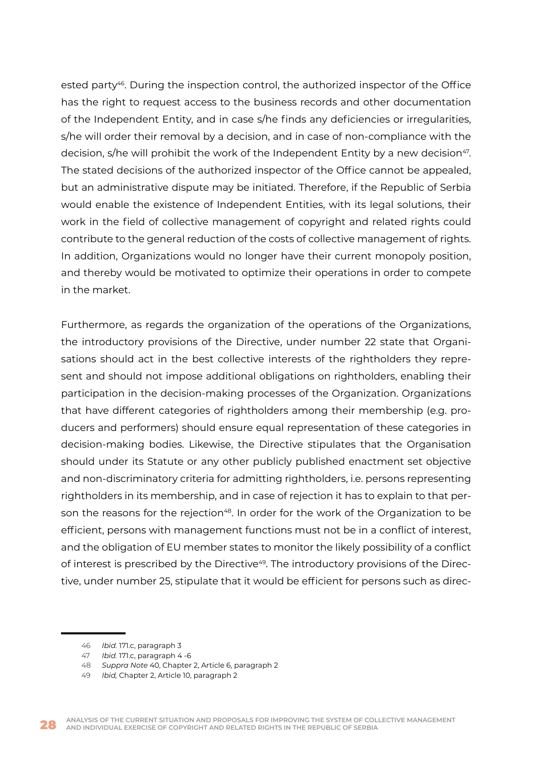ested party[46]. During the inspection control, the authorized inspector of the Office has the right to request access to the business records and other documentation of the Independent Entity, and in case s/he finds any deficiencies or irregularities, s/he will order their removal by a decision, and in case of non-compliance with the decision, s/he will prohibit the work of the Independent Entity by a new decision[47]. The stated decisions of the authorized inspector of the Office cannot be appealed, but an administrative dispute may be initiated. Therefore, if the Republic of Serbia would enable the existence of Independent Entities, with its legal solutions, their work in the field of collective management of copyright and related rights could contribute to the general reduction of the costs of collective management of rights. In addition, Organizations would no longer have their current monopoly position, and thereby would be motivated to optimize their operations in order to compete in the market.

Furthermore, as regards the organization of the operations of the Organizations, the introductory provisions of the Directive, under number 22 state that Organisations should act in the best collective interests of the rightholders they represent and should not impose additional obligations on rightholders, enabling their participation in the decision-making processes of the Organization. Organizations that have different categories of rightholders among their membership (e.g. producers and performers) should ensure equal representation of these categories in decision-making bodies. Likewise, the Directive stipulates that the Organisation should under its Statute or any other publicly published enactment set objective and non-discriminatory criteria for admitting rightholders, i.e. persons representing rightholders in its membership, and in case of rejection it has to explain to that person the reasons for the rejection[48]. In order for the work of the Organization to be efficient, persons with management functions must not be in a conflict of interest, and the obligation of EU member states to monitor the likely possibility of a conflict of interest is prescribed by the Directive[49]. The introductory provisions of the Directive, under number 25, stipulate that it would be efficient for persons such as direc-

---

46 *Ibid.* 171.c, paragraph 3

47 *Ibid.* 171.c, paragraph 4 -6

48 *Suppra Note* 40, Chapter 2, Article 6, paragraph 2

49 *Ibid,* Chapter 2, Article 10, paragraph 2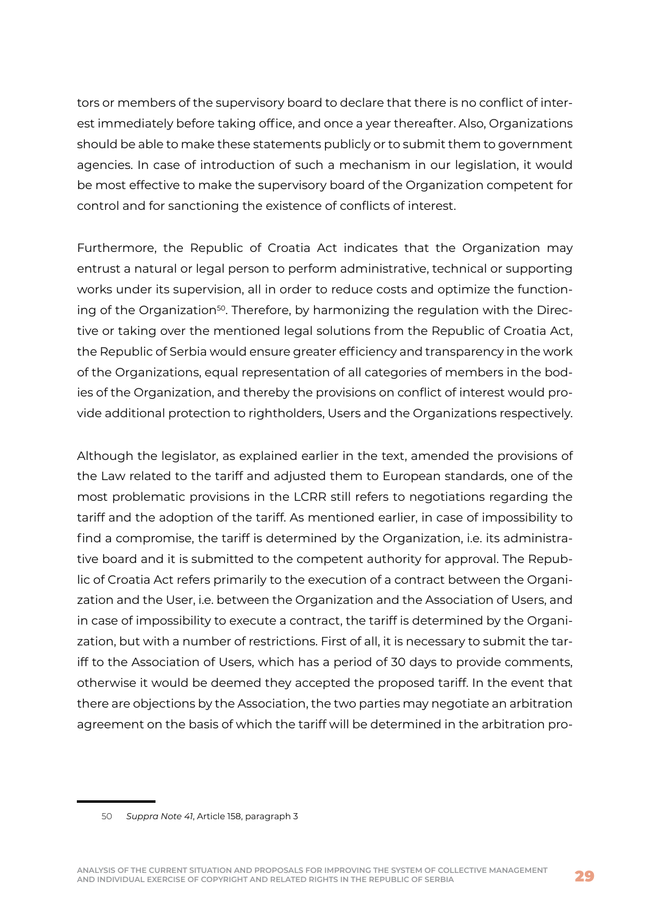tors or members of the supervisory board to declare that there is no conflict of interest immediately before taking office, and once a year thereafter. Also, Organizations should be able to make these statements publicly or to submit them to government agencies. In case of introduction of such a mechanism in our legislation, it would be most effective to make the supervisory board of the Organization competent for control and for sanctioning the existence of conflicts of interest.

Furthermore, the Republic of Croatia Act indicates that the Organization may entrust a natural or legal person to perform administrative, technical or supporting works under its supervision, all in order to reduce costs and optimize the functioning of the Organization[50]. Therefore, by harmonizing the regulation with the Directive or taking over the mentioned legal solutions from the Republic of Croatia Act, the Republic of Serbia would ensure greater efficiency and transparency in the work of the Organizations, equal representation of all categories of members in the bodies of the Organization, and thereby the provisions on conflict of interest would provide additional protection to rightholders, Users and the Organizations respectively.

Although the legislator, as explained earlier in the text, amended the provisions of the Law related to the tariff and adjusted them to European standards, one of the most problematic provisions in the LCRR still refers to negotiations regarding the tariff and the adoption of the tariff. As mentioned earlier, in case of impossibility to find a compromise, the tariff is determined by the Organization, i.e. its administrative board and it is submitted to the competent authority for approval. The Republic of Croatia Act refers primarily to the execution of a contract between the Organization and the User, i.e. between the Organization and the Association of Users, and in case of impossibility to execute a contract, the tariff is determined by the Organization, but with a number of restrictions. First of all, it is necessary to submit the tariff to the Association of Users, which has a period of 30 days to provide comments, otherwise it would be deemed they accepted the proposed tariff. In the event that there are objections by the Association, the two parties may negotiate an arbitration agreement on the basis of which the tariff will be determined in the arbitration pro-

---

50 *Suppra Note 41*, Article 158, paragraph 3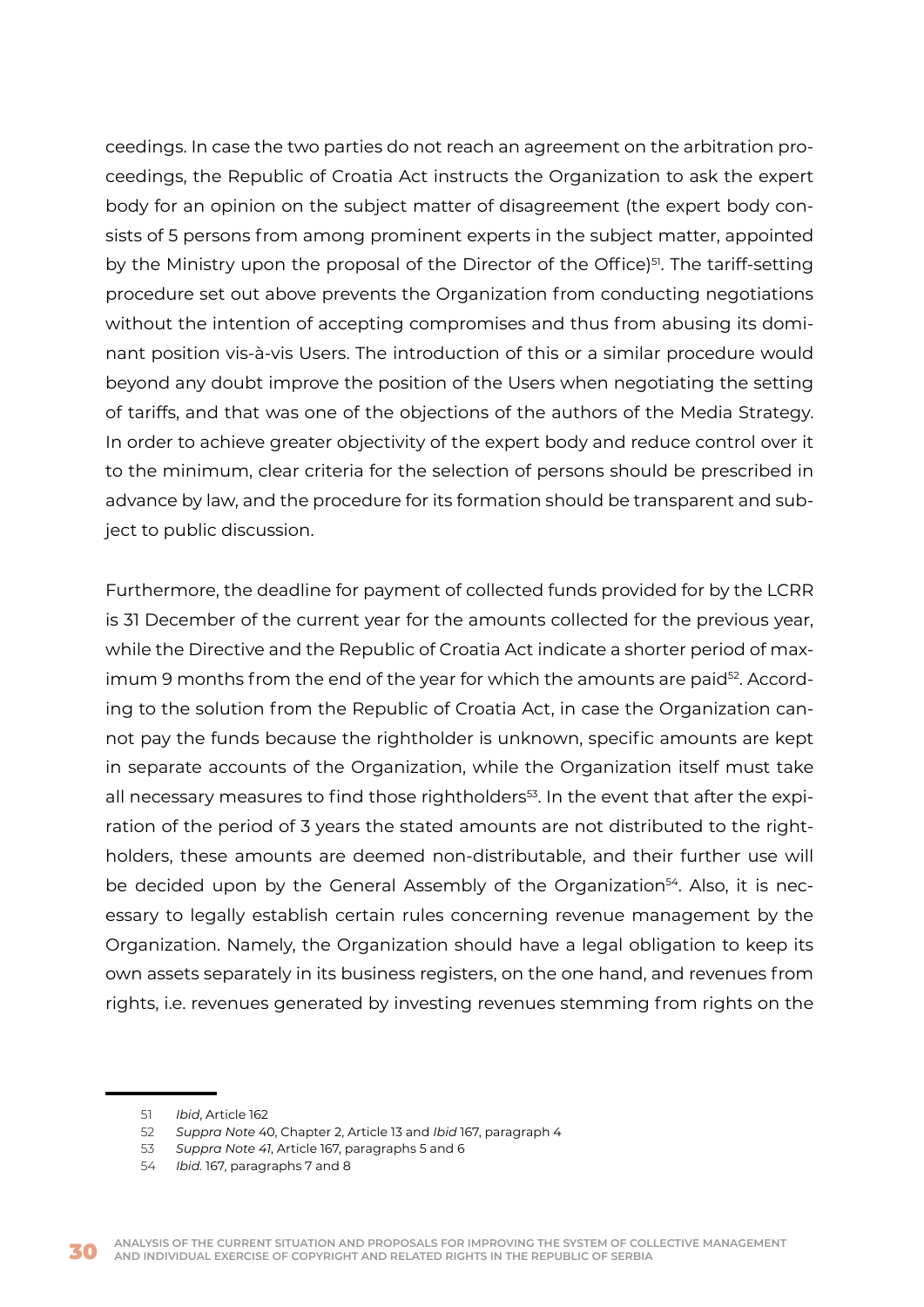ceedings. In case the two parties do not reach an agreement on the arbitration proceedings, the Republic of Croatia Act instructs the Organization to ask the expert body for an opinion on the subject matter of disagreement (the expert body consists of 5 persons from among prominent experts in the subject matter, appointed by the Ministry upon the proposal of the Director of the Office)[51]. The tariff-setting procedure set out above prevents the Organization from conducting negotiations without the intention of accepting compromises and thus from abusing its dominant position vis-à-vis Users. The introduction of this or a similar procedure would beyond any doubt improve the position of the Users when negotiating the setting of tariffs, and that was one of the objections of the authors of the Media Strategy. In order to achieve greater objectivity of the expert body and reduce control over it to the minimum, clear criteria for the selection of persons should be prescribed in advance by law, and the procedure for its formation should be transparent and subject to public discussion.

Furthermore, the deadline for payment of collected funds provided for by the LCRR is 31 December of the current year for the amounts collected for the previous year, while the Directive and the Republic of Croatia Act indicate a shorter period of maximum 9 months from the end of the year for which the amounts are paid[52]. According to the solution from the Republic of Croatia Act, in case the Organization cannot pay the funds because the rightholder is unknown, specific amounts are kept in separate accounts of the Organization, while the Organization itself must take all necessary measures to find those rightholders[53]. In the event that after the expiration of the period of 3 years the stated amounts are not distributed to the rightholders, these amounts are deemed non-distributable, and their further use will be decided upon by the General Assembly of the Organization[54]. Also, it is necessary to legally establish certain rules concerning revenue management by the Organization. Namely, the Organization should have a legal obligation to keep its own assets separately in its business registers, on the one hand, and revenues from rights, i.e. revenues generated by investing revenues stemming from rights on the

---

51 *Ibid*, Article 162

52 *Suppra Note* 40, Chapter 2, Article 13 and *Ibid* 167, paragraph 4

53 *Suppra Note 41*, Article 167, paragraphs 5 and 6

54 *Ibid.* 167, paragraphs 7 and 8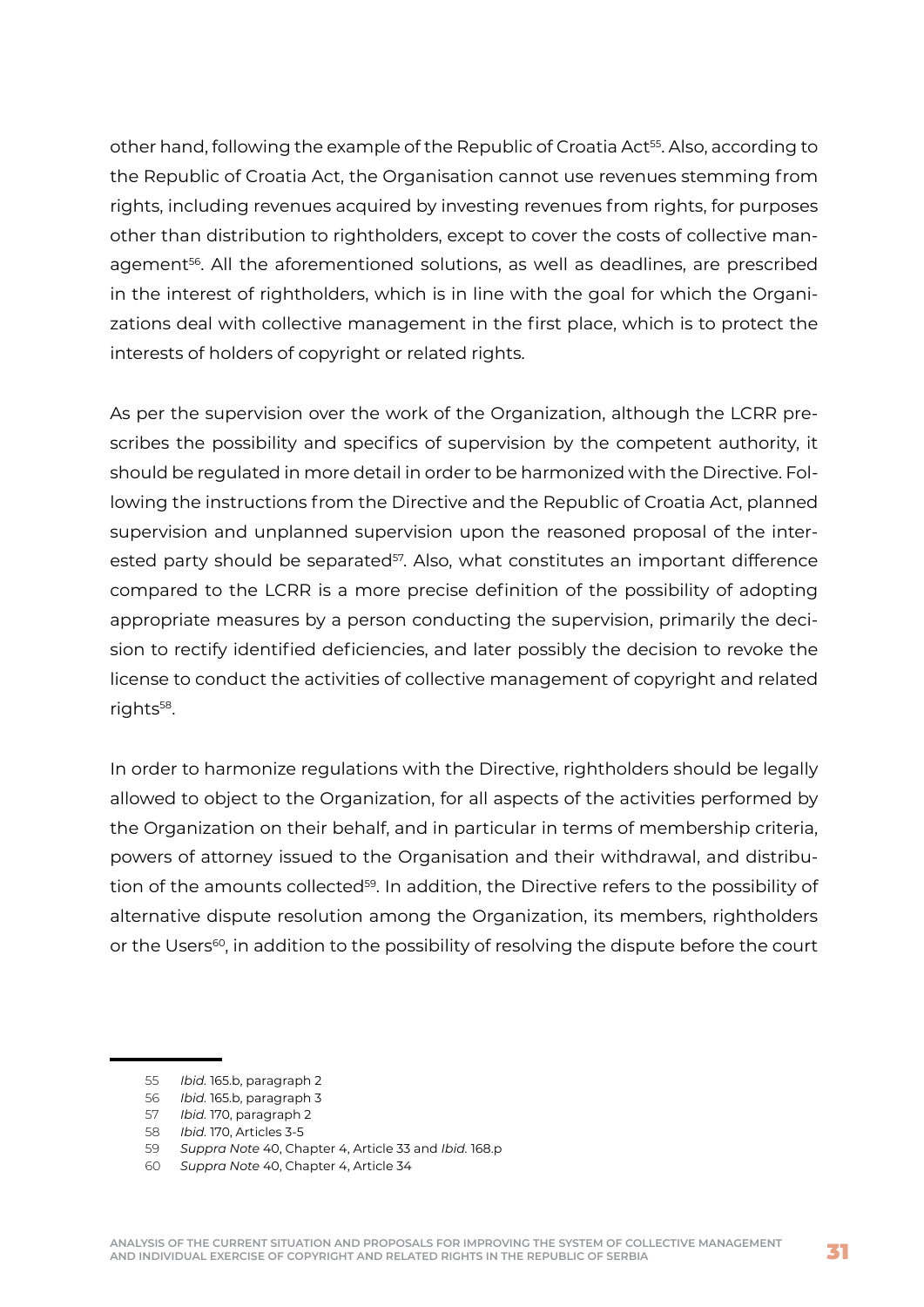other hand, following the example of the Republic of Croatia Act[55]. Also, according to the Republic of Croatia Act, the Organisation cannot use revenues stemming from rights, including revenues acquired by investing revenues from rights, for purposes other than distribution to rightholders, except to cover the costs of collective management[56]. All the aforementioned solutions, as well as deadlines, are prescribed in the interest of rightholders, which is in line with the goal for which the Organizations deal with collective management in the first place, which is to protect the interests of holders of copyright or related rights.

As per the supervision over the work of the Organization, although the LCRR prescribes the possibility and specifics of supervision by the competent authority, it should be regulated in more detail in order to be harmonized with the Directive. Following the instructions from the Directive and the Republic of Croatia Act, planned supervision and unplanned supervision upon the reasoned proposal of the interested party should be separated[57]. Also, what constitutes an important difference compared to the LCRR is a more precise definition of the possibility of adopting appropriate measures by a person conducting the supervision, primarily the decision to rectify identified deficiencies, and later possibly the decision to revoke the license to conduct the activities of collective management of copyright and related rights[58].

In order to harmonize regulations with the Directive, rightholders should be legally allowed to object to the Organization, for all aspects of the activities performed by the Organization on their behalf, and in particular in terms of membership criteria, powers of attorney issued to the Organisation and their withdrawal, and distribution of the amounts collected[59]. In addition, the Directive refers to the possibility of alternative dispute resolution among the Organization, its members, rightholders or the Users[60], in addition to the possibility of resolving the dispute before the court

---

55 *Ibid.* 165.b, paragraph 2

56 *Ibid.* 165.b, paragraph 3

57 *Ibid.* 170, paragraph 2

58 *Ibid.* 170, Articles 3-5

59 *Suppra Note* 40, Chapter 4, Article 33 and *Ibid.* 168.p

60 *Suppra Note* 40, Chapter 4, Article 34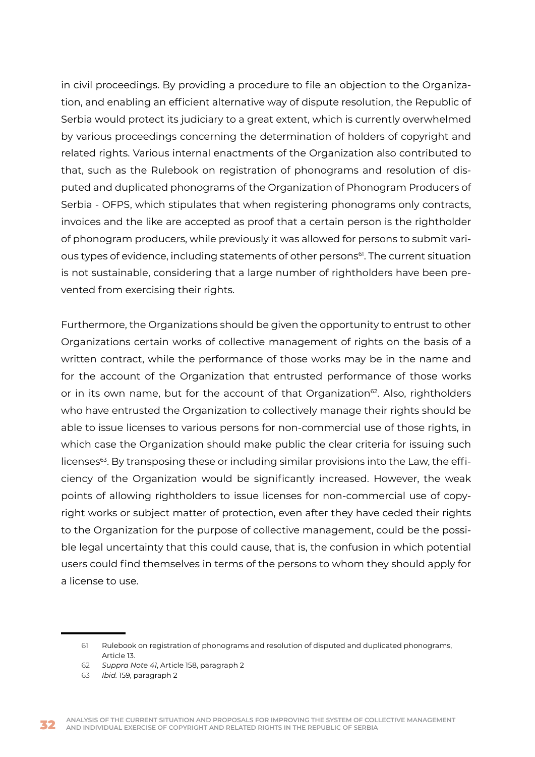in civil proceedings. By providing a procedure to file an objection to the Organization, and enabling an efficient alternative way of dispute resolution, the Republic of Serbia would protect its judiciary to a great extent, which is currently overwhelmed by various proceedings concerning the determination of holders of copyright and related rights. Various internal enactments of the Organization also contributed to that, such as the Rulebook on registration of phonograms and resolution of disputed and duplicated phonograms of the Organization of Phonogram Producers of Serbia - OFPS, which stipulates that when registering phonograms only contracts, invoices and the like are accepted as proof that a certain person is the rightholder of phonogram producers, while previously it was allowed for persons to submit various types of evidence, including statements of other persons[61]. The current situation is not sustainable, considering that a large number of rightholders have been prevented from exercising their rights.

Furthermore, the Organizations should be given the opportunity to entrust to other Organizations certain works of collective management of rights on the basis of a written contract, while the performance of those works may be in the name and for the account of the Organization that entrusted performance of those works or in its own name, but for the account of that Organization[62]. Also, rightholders who have entrusted the Organization to collectively manage their rights should be able to issue licenses to various persons for non-commercial use of those rights, in which case the Organization should make public the clear criteria for issuing such licenses[63]. By transposing these or including similar provisions into the Law, the efficiency of the Organization would be significantly increased. However, the weak points of allowing rightholders to issue licenses for non-commercial use of copyright works or subject matter of protection, even after they have ceded their rights to the Organization for the purpose of collective management, could be the possible legal uncertainty that this could cause, that is, the confusion in which potential users could find themselves in terms of the persons to whom they should apply for a license to use.

---

61 Rulebook on registration of phonograms and resolution of disputed and duplicated phonograms, Article 13.

62 *Suppra Note 41*, Article 158, paragraph 2

63 *Ibid.* 159, paragraph 2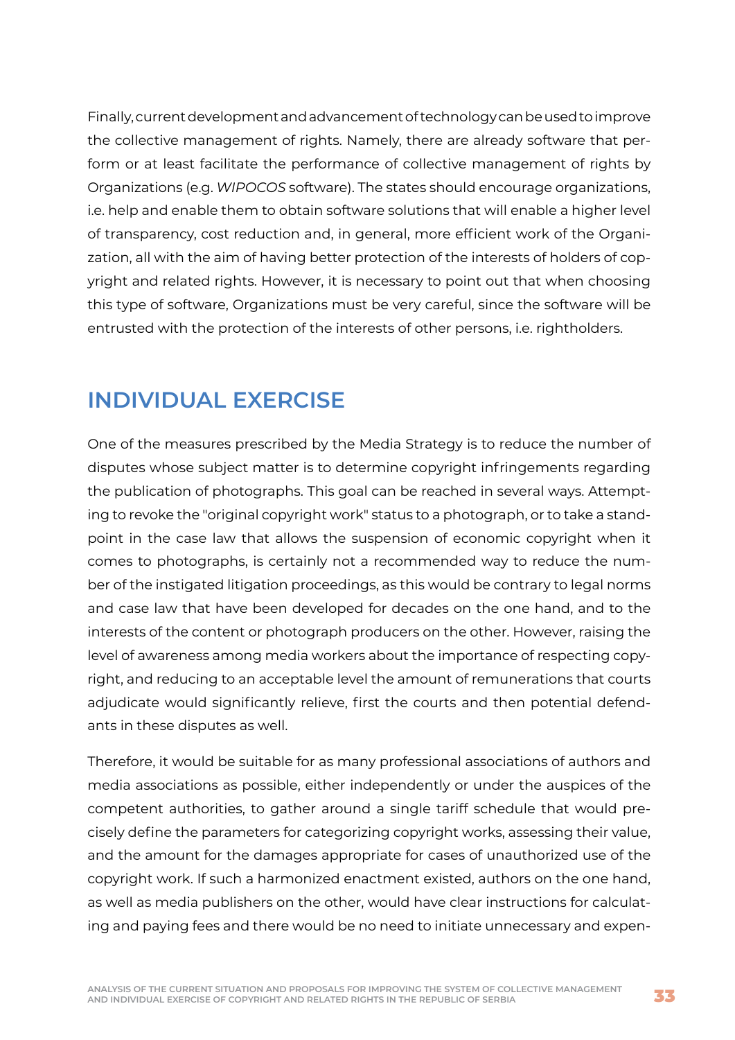Finally, current development and advancement of technology can be used to improve the collective management of rights. Namely, there are already software that perform or at least facilitate the performance of collective management of rights by Organizations (e.g. *WIPOCOS* software). The states should encourage organizations, i.e. help and enable them to obtain software solutions that will enable a higher level of transparency, cost reduction and, in general, more efficient work of the Organization, all with the aim of having better protection of the interests of holders of copyright and related rights. However, it is necessary to point out that when choosing this type of software, Organizations must be very careful, since the software will be entrusted with the protection of the interests of other persons, i.e. rightholders.

## INDIVIDUAL EXERCISE

One of the measures prescribed by the Media Strategy is to reduce the number of disputes whose subject matter is to determine copyright infringements regarding the publication of photographs. This goal can be reached in several ways. Attempting to revoke the "original copyright work" status to a photograph, or to take a standpoint in the case law that allows the suspension of economic copyright when it comes to photographs, is certainly not a recommended way to reduce the number of the instigated litigation proceedings, as this would be contrary to legal norms and case law that have been developed for decades on the one hand, and to the interests of the content or photograph producers on the other. However, raising the level of awareness among media workers about the importance of respecting copyright, and reducing to an acceptable level the amount of remunerations that courts adjudicate would significantly relieve, first the courts and then potential defendants in these disputes as well.

Therefore, it would be suitable for as many professional associations of authors and media associations as possible, either independently or under the auspices of the competent authorities, to gather around a single tariff schedule that would precisely define the parameters for categorizing copyright works, assessing their value, and the amount for the damages appropriate for cases of unauthorized use of the copyright work. If such a harmonized enactment existed, authors on the one hand, as well as media publishers on the other, would have clear instructions for calculating and paying fees and there would be no need to initiate unnecessary and expen-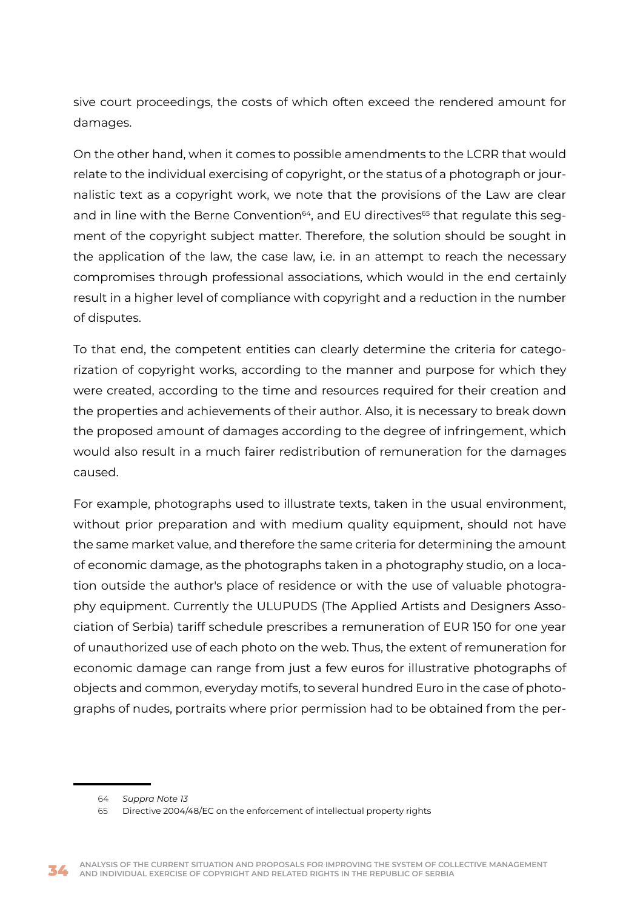sive court proceedings, the costs of which often exceed the rendered amount for damages.

On the other hand, when it comes to possible amendments to the LCRR that would relate to the individual exercising of copyright, or the status of a photograph or journalistic text as a copyright work, we note that the provisions of the Law are clear and in line with the Berne Convention[64], and EU directives[65] that regulate this segment of the copyright subject matter. Therefore, the solution should be sought in the application of the law, the case law, i.e. in an attempt to reach the necessary compromises through professional associations, which would in the end certainly result in a higher level of compliance with copyright and a reduction in the number of disputes.

To that end, the competent entities can clearly determine the criteria for categorization of copyright works, according to the manner and purpose for which they were created, according to the time and resources required for their creation and the properties and achievements of their author. Also, it is necessary to break down the proposed amount of damages according to the degree of infringement, which would also result in a much fairer redistribution of remuneration for the damages caused.

For example, photographs used to illustrate texts, taken in the usual environment, without prior preparation and with medium quality equipment, should not have the same market value, and therefore the same criteria for determining the amount of economic damage, as the photographs taken in a photography studio, on a location outside the author's place of residence or with the use of valuable photography equipment. Currently the ULUPUDS (The Applied Artists and Designers Association of Serbia) tariff schedule prescribes a remuneration of EUR 150 for one year of unauthorized use of each photo on the web. Thus, the extent of remuneration for economic damage can range from just a few euros for illustrative photographs of objects and common, everyday motifs, to several hundred Euro in the case of photographs of nudes, portraits where prior permission had to be obtained from the per-

---

64 *Suppra Note 13*

65 Directive 2004/48/EC on the enforcement of intellectual property rights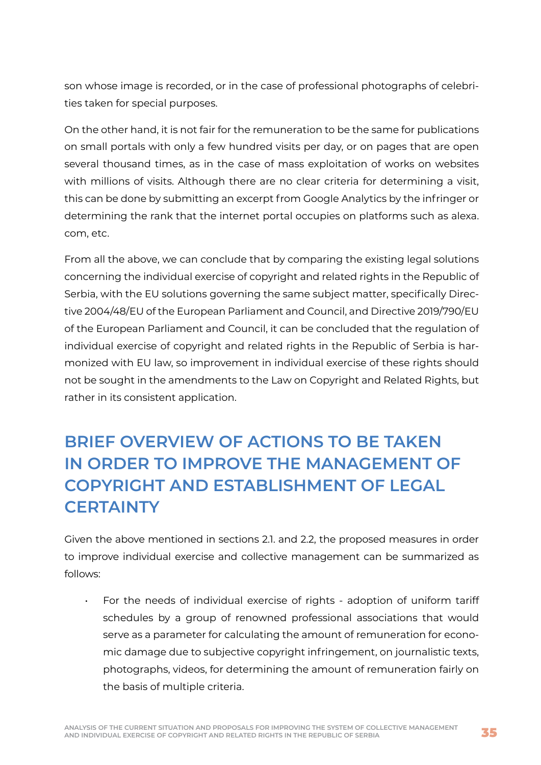son whose image is recorded, or in the case of professional photographs of celebrities taken for special purposes.

On the other hand, it is not fair for the remuneration to be the same for publications on small portals with only a few hundred visits per day, or on pages that are open several thousand times, as in the case of mass exploitation of works on websites with millions of visits. Although there are no clear criteria for determining a visit, this can be done by submitting an excerpt from Google Analytics by the infringer or determining the rank that the internet portal occupies on platforms such as alexa.com, etc.

From all the above, we can conclude that by comparing the existing legal solutions concerning the individual exercise of copyright and related rights in the Republic of Serbia, with the EU solutions governing the same subject matter, specifically Directive 2004/48/EU of the European Parliament and Council, and Directive 2019/790/EU of the European Parliament and Council, it can be concluded that the regulation of individual exercise of copyright and related rights in the Republic of Serbia is harmonized with EU law, so improvement in individual exercise of these rights should not be sought in the amendments to the Law on Copyright and Related Rights, but rather in its consistent application.

## BRIEF OVERVIEW OF ACTIONS TO BE TAKEN IN ORDER TO IMPROVE THE MANAGEMENT OF COPYRIGHT AND ESTABLISHMENT OF LEGAL CERTAINTY

Given the above mentioned in sections 2.1. and 2.2, the proposed measures in order to improve individual exercise and collective management can be summarized as follows:

- For the needs of individual exercise of rights - adoption of uniform tariff schedules by a group of renowned professional associations that would serve as a parameter for calculating the amount of remuneration for economic damage due to subjective copyright infringement, on journalistic texts, photographs, videos, for determining the amount of remuneration fairly on the basis of multiple criteria.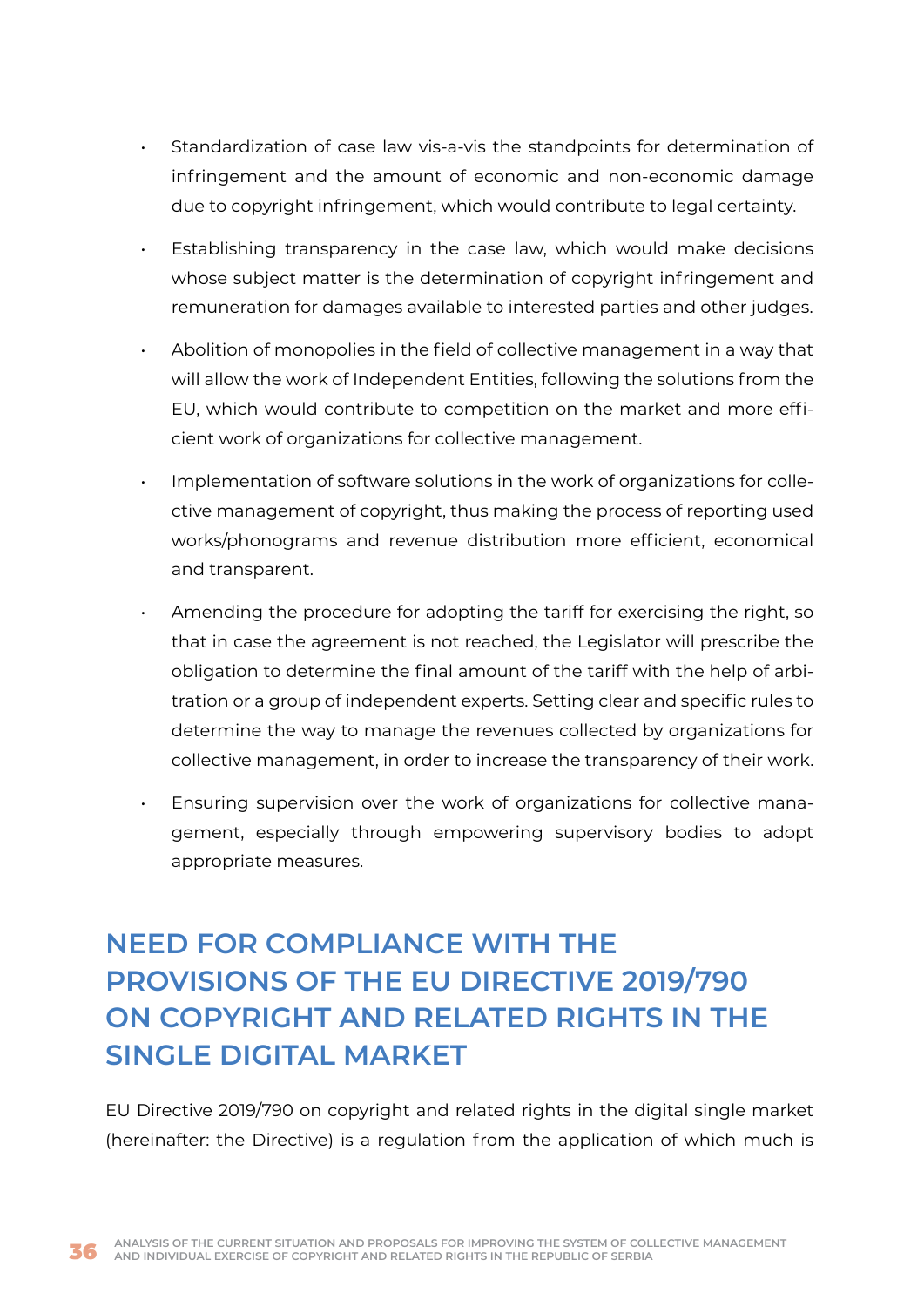- Standardization of case law vis-a-vis the standpoints for determination of infringement and the amount of economic and non-economic damage due to copyright infringement, which would contribute to legal certainty.
- Establishing transparency in the case law, which would make decisions whose subject matter is the determination of copyright infringement and remuneration for damages available to interested parties and other judges.
- Abolition of monopolies in the field of collective management in a way that will allow the work of Independent Entities, following the solutions from the EU, which would contribute to competition on the market and more efficient work of organizations for collective management.
- Implementation of software solutions in the work of organizations for collective management of copyright, thus making the process of reporting used works/phonograms and revenue distribution more efficient, economical and transparent.
- Amending the procedure for adopting the tariff for exercising the right, so that in case the agreement is not reached, the Legislator will prescribe the obligation to determine the final amount of the tariff with the help of arbitration or a group of independent experts. Setting clear and specific rules to determine the way to manage the revenues collected by organizations for collective management, in order to increase the transparency of their work.
- Ensuring supervision over the work of organizations for collective management, especially through empowering supervisory bodies to adopt appropriate measures.

## NEED FOR COMPLIANCE WITH THE PROVISIONS OF THE EU DIRECTIVE 2019/790 ON COPYRIGHT AND RELATED RIGHTS IN THE SINGLE DIGITAL MARKET

EU Directive 2019/790 on copyright and related rights in the digital single market (hereinafter: the Directive) is a regulation from the application of which much is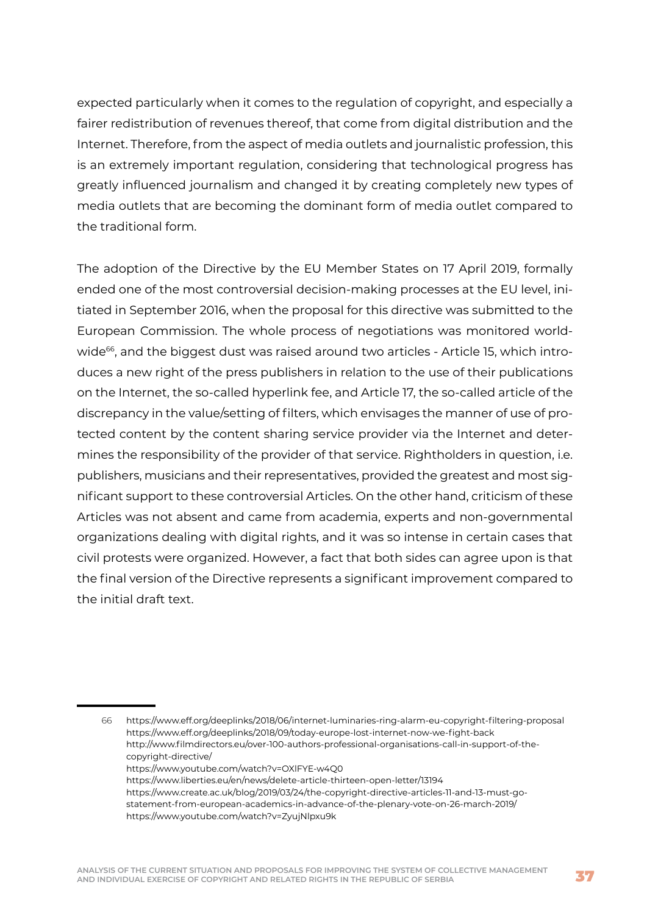expected particularly when it comes to the regulation of copyright, and especially a fairer redistribution of revenues thereof, that come from digital distribution and the Internet. Therefore, from the aspect of media outlets and journalistic profession, this is an extremely important regulation, considering that technological progress has greatly influenced journalism and changed it by creating completely new types of media outlets that are becoming the dominant form of media outlet compared to the traditional form.

The adoption of the Directive by the EU Member States on 17 April 2019, formally ended one of the most controversial decision-making processes at the EU level, initiated in September 2016, when the proposal for this directive was submitted to the European Commission. The whole process of negotiations was monitored worldwide[66], and the biggest dust was raised around two articles - Article 15, which introduces a new right of the press publishers in relation to the use of their publications on the Internet, the so-called hyperlink fee, and Article 17, the so-called article of the discrepancy in the value/setting of filters, which envisages the manner of use of protected content by the content sharing service provider via the Internet and determines the responsibility of the provider of that service. Rightholders in question, i.e. publishers, musicians and their representatives, provided the greatest and most significant support to these controversial Articles. On the other hand, criticism of these Articles was not absent and came from academia, experts and non-governmental organizations dealing with digital rights, and it was so intense in certain cases that civil protests were organized. However, a fact that both sides can agree upon is that the final version of the Directive represents a significant improvement compared to the initial draft text.

---

66 https://www.eff.org/deeplinks/2018/06/internet-luminaries-ring-alarm-eu-copyright-filtering-proposal
https://www.eff.org/deeplinks/2018/09/today-europe-lost-internet-now-we-fight-back
http://www.filmdirectors.eu/over-100-authors-professional-organisations-call-in-support-of-the-copyright-directive/
https://www.youtube.com/watch?v=OXlFYE-w4Q0
https://www.liberties.eu/en/news/delete-article-thirteen-open-letter/13194
https://www.create.ac.uk/blog/2019/03/24/the-copyright-directive-articles-11-and-13-must-go-statement-from-european-academics-in-advance-of-the-plenary-vote-on-26-march-2019/
https://www.youtube.com/watch?v=ZyujNlpxu9k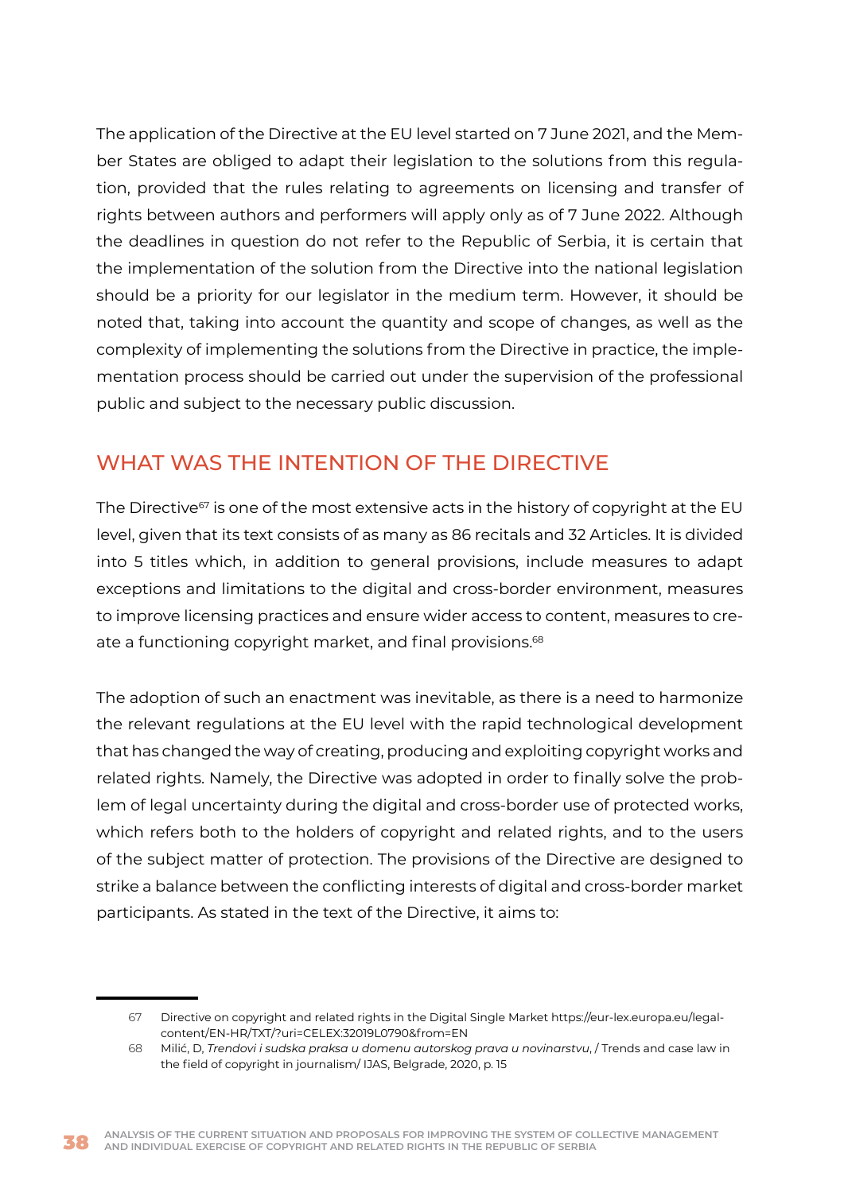The application of the Directive at the EU level started on 7 June 2021, and the Member States are obliged to adapt their legislation to the solutions from this regulation, provided that the rules relating to agreements on licensing and transfer of rights between authors and performers will apply only as of 7 June 2022. Although the deadlines in question do not refer to the Republic of Serbia, it is certain that the implementation of the solution from the Directive into the national legislation should be a priority for our legislator in the medium term. However, it should be noted that, taking into account the quantity and scope of changes, as well as the complexity of implementing the solutions from the Directive in practice, the implementation process should be carried out under the supervision of the professional public and subject to the necessary public discussion.

## WHAT WAS THE INTENTION OF THE DIRECTIVE

The Directive[67] is one of the most extensive acts in the history of copyright at the EU level, given that its text consists of as many as 86 recitals and 32 Articles. It is divided into 5 titles which, in addition to general provisions, include measures to adapt exceptions and limitations to the digital and cross-border environment, measures to improve licensing practices and ensure wider access to content, measures to create a functioning copyright market, and final provisions.[68]

The adoption of such an enactment was inevitable, as there is a need to harmonize the relevant regulations at the EU level with the rapid technological development that has changed the way of creating, producing and exploiting copyright works and related rights. Namely, the Directive was adopted in order to finally solve the problem of legal uncertainty during the digital and cross-border use of protected works, which refers both to the holders of copyright and related rights, and to the users of the subject matter of protection. The provisions of the Directive are designed to strike a balance between the conflicting interests of digital and cross-border market participants. As stated in the text of the Directive, it aims to:

---

67 Directive on copyright and related rights in the Digital Single Market https://eur-lex.europa.eu/legal-content/EN-HR/TXT/?uri=CELEX:32019L0790&from=EN

68 Milić, D, *Trendovi i sudska praksa u domenu autorskog prava u novinarstvu*, / Trends and case law in the field of copyright in journalism/ IJAS, Belgrade, 2020, p. 15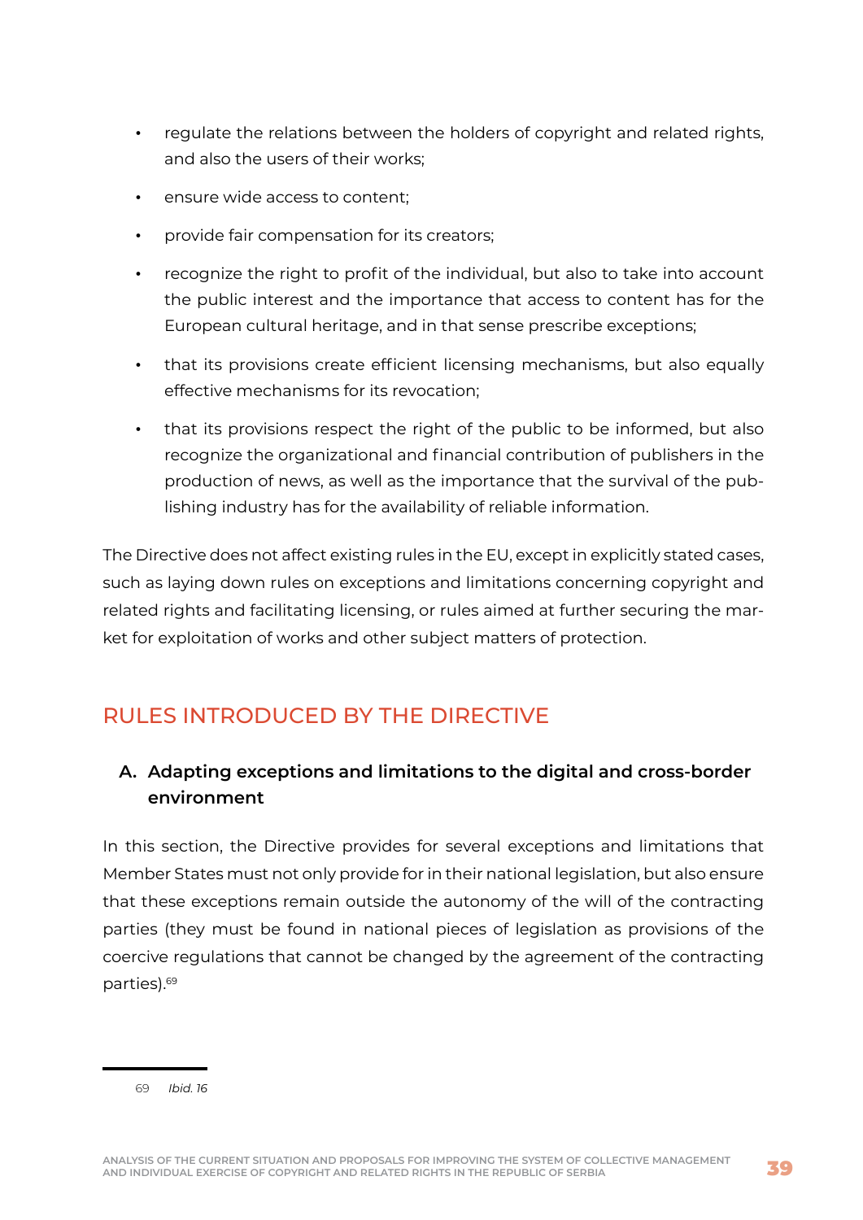- regulate the relations between the holders of copyright and related rights, and also the users of their works;
- ensure wide access to content;
- provide fair compensation for its creators;
- recognize the right to profit of the individual, but also to take into account the public interest and the importance that access to content has for the European cultural heritage, and in that sense prescribe exceptions;
- that its provisions create efficient licensing mechanisms, but also equally effective mechanisms for its revocation;
- that its provisions respect the right of the public to be informed, but also recognize the organizational and financial contribution of publishers in the production of news, as well as the importance that the survival of the publishing industry has for the availability of reliable information.

The Directive does not affect existing rules in the EU, except in explicitly stated cases, such as laying down rules on exceptions and limitations concerning copyright and related rights and facilitating licensing, or rules aimed at further securing the market for exploitation of works and other subject matters of protection.

## RULES INTRODUCED BY THE DIRECTIVE

### A. Adapting exceptions and limitations to the digital and cross-border environment

In this section, the Directive provides for several exceptions and limitations that Member States must not only provide for in their national legislation, but also ensure that these exceptions remain outside the autonomy of the will of the contracting parties (they must be found in national pieces of legislation as provisions of the coercive regulations that cannot be changed by the agreement of the contracting parties).[69]

---

69 *Ibid. 16*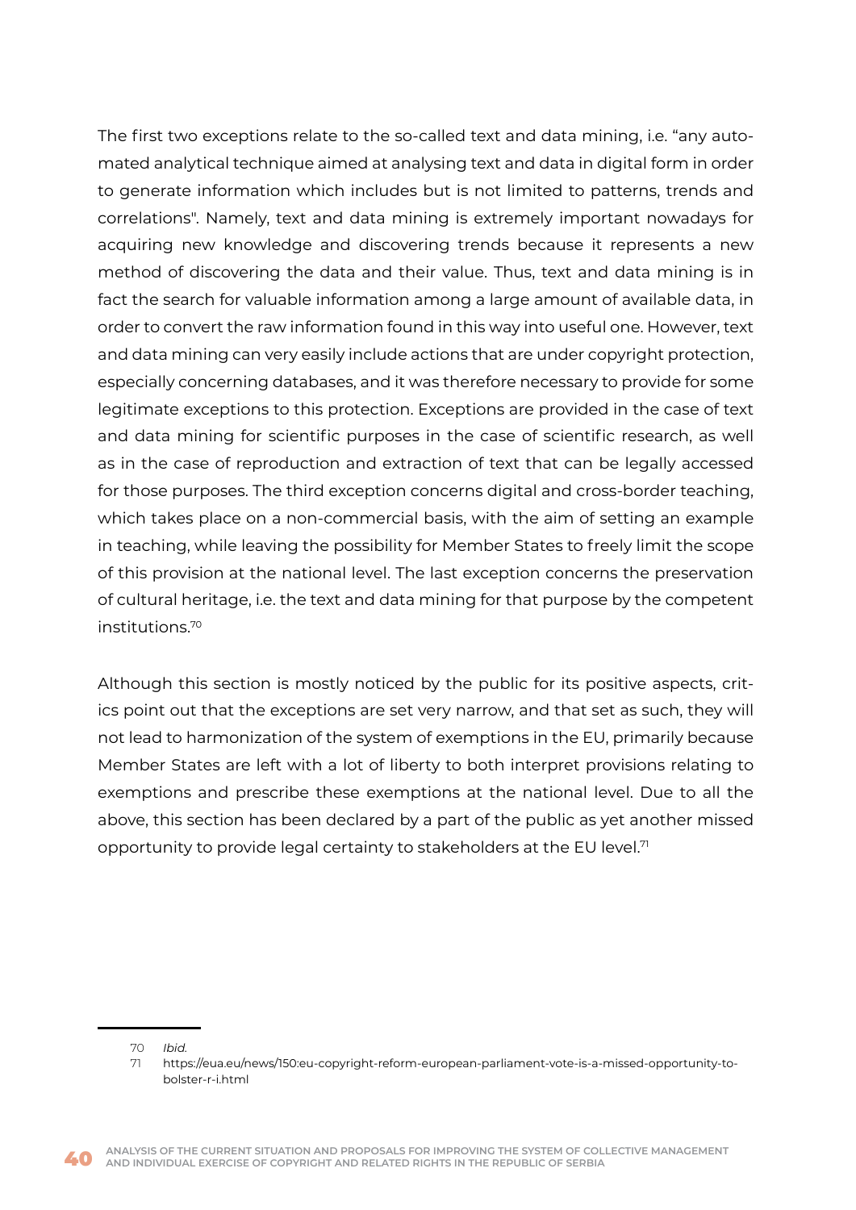The first two exceptions relate to the so-called text and data mining, i.e. "any automated analytical technique aimed at analysing text and data in digital form in order to generate information which includes but is not limited to patterns, trends and correlations". Namely, text and data mining is extremely important nowadays for acquiring new knowledge and discovering trends because it represents a new method of discovering the data and their value. Thus, text and data mining is in fact the search for valuable information among a large amount of available data, in order to convert the raw information found in this way into useful one. However, text and data mining can very easily include actions that are under copyright protection, especially concerning databases, and it was therefore necessary to provide for some legitimate exceptions to this protection. Exceptions are provided in the case of text and data mining for scientific purposes in the case of scientific research, as well as in the case of reproduction and extraction of text that can be legally accessed for those purposes. The third exception concerns digital and cross-border teaching, which takes place on a non-commercial basis, with the aim of setting an example in teaching, while leaving the possibility for Member States to freely limit the scope of this provision at the national level. The last exception concerns the preservation of cultural heritage, i.e. the text and data mining for that purpose by the competent institutions.[70]

Although this section is mostly noticed by the public for its positive aspects, critics point out that the exceptions are set very narrow, and that set as such, they will not lead to harmonization of the system of exemptions in the EU, primarily because Member States are left with a lot of liberty to both interpret provisions relating to exemptions and prescribe these exemptions at the national level. Due to all the above, this section has been declared by a part of the public as yet another missed opportunity to provide legal certainty to stakeholders at the EU level.[71]

---

70 *Ibid.*

71 https://eua.eu/news/150:eu-copyright-reform-european-parliament-vote-is-a-missed-opportunity-to-bolster-r-i.html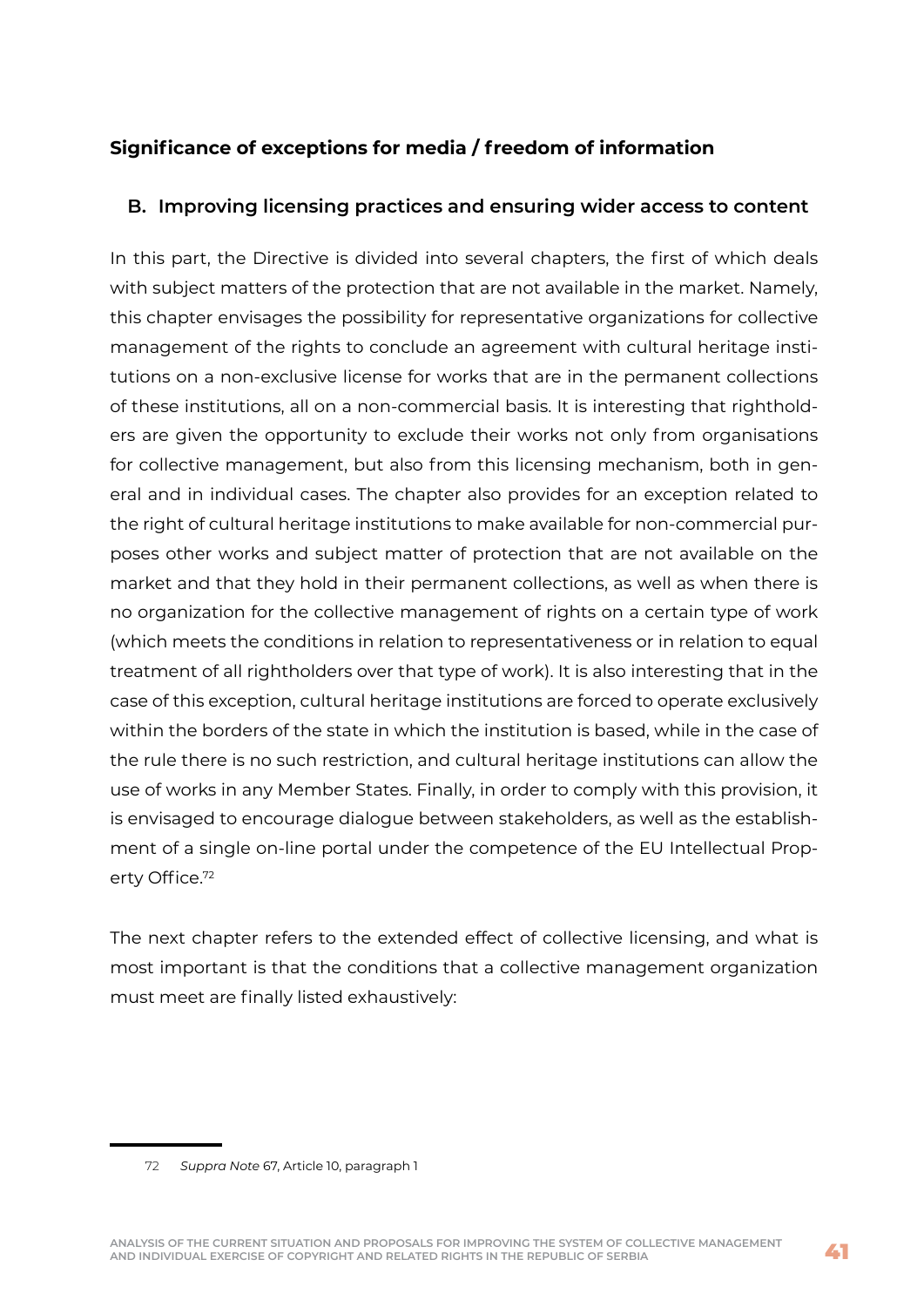### Significance of exceptions for media / freedom of information

#### B. Improving licensing practices and ensuring wider access to content

In this part, the Directive is divided into several chapters, the first of which deals with subject matters of the protection that are not available in the market. Namely, this chapter envisages the possibility for representative organizations for collective management of the rights to conclude an agreement with cultural heritage institutions on a non-exclusive license for works that are in the permanent collections of these institutions, all on a non-commercial basis. It is interesting that rightholders are given the opportunity to exclude their works not only from organisations for collective management, but also from this licensing mechanism, both in general and in individual cases. The chapter also provides for an exception related to the right of cultural heritage institutions to make available for non-commercial purposes other works and subject matter of protection that are not available on the market and that they hold in their permanent collections, as well as when there is no organization for the collective management of rights on a certain type of work (which meets the conditions in relation to representativeness or in relation to equal treatment of all rightholders over that type of work). It is also interesting that in the case of this exception, cultural heritage institutions are forced to operate exclusively within the borders of the state in which the institution is based, while in the case of the rule there is no such restriction, and cultural heritage institutions can allow the use of works in any Member States. Finally, in order to comply with this provision, it is envisaged to encourage dialogue between stakeholders, as well as the establishment of a single on-line portal under the competence of the EU Intellectual Property Office.[72]

The next chapter refers to the extended effect of collective licensing, and what is most important is that the conditions that a collective management organization must meet are finally listed exhaustively:

---

[72] *Suppra Note* 67, Article 10, paragraph 1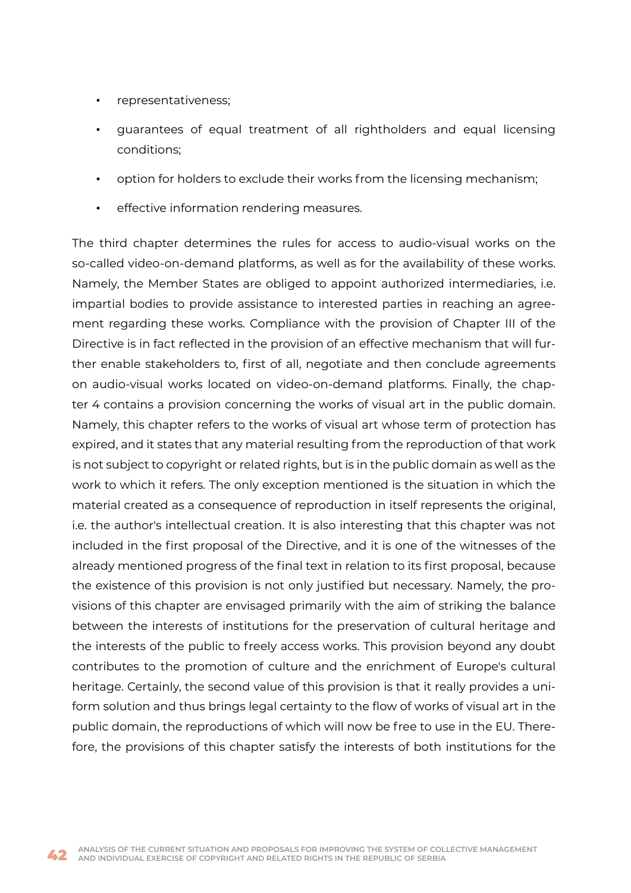- representativeness;
- guarantees of equal treatment of all rightholders and equal licensing conditions;
- option for holders to exclude their works from the licensing mechanism;
- effective information rendering measures.

The third chapter determines the rules for access to audio-visual works on the so-called video-on-demand platforms, as well as for the availability of these works. Namely, the Member States are obliged to appoint authorized intermediaries, i.e. impartial bodies to provide assistance to interested parties in reaching an agreement regarding these works. Compliance with the provision of Chapter III of the Directive is in fact reflected in the provision of an effective mechanism that will further enable stakeholders to, first of all, negotiate and then conclude agreements on audio-visual works located on video-on-demand platforms. Finally, the chapter 4 contains a provision concerning the works of visual art in the public domain. Namely, this chapter refers to the works of visual art whose term of protection has expired, and it states that any material resulting from the reproduction of that work is not subject to copyright or related rights, but is in the public domain as well as the work to which it refers. The only exception mentioned is the situation in which the material created as a consequence of reproduction in itself represents the original, i.e. the author's intellectual creation. It is also interesting that this chapter was not included in the first proposal of the Directive, and it is one of the witnesses of the already mentioned progress of the final text in relation to its first proposal, because the existence of this provision is not only justified but necessary. Namely, the provisions of this chapter are envisaged primarily with the aim of striking the balance between the interests of institutions for the preservation of cultural heritage and the interests of the public to freely access works. This provision beyond any doubt contributes to the promotion of culture and the enrichment of Europe's cultural heritage. Certainly, the second value of this provision is that it really provides a uniform solution and thus brings legal certainty to the flow of works of visual art in the public domain, the reproductions of which will now be free to use in the EU. Therefore, the provisions of this chapter satisfy the interests of both institutions for the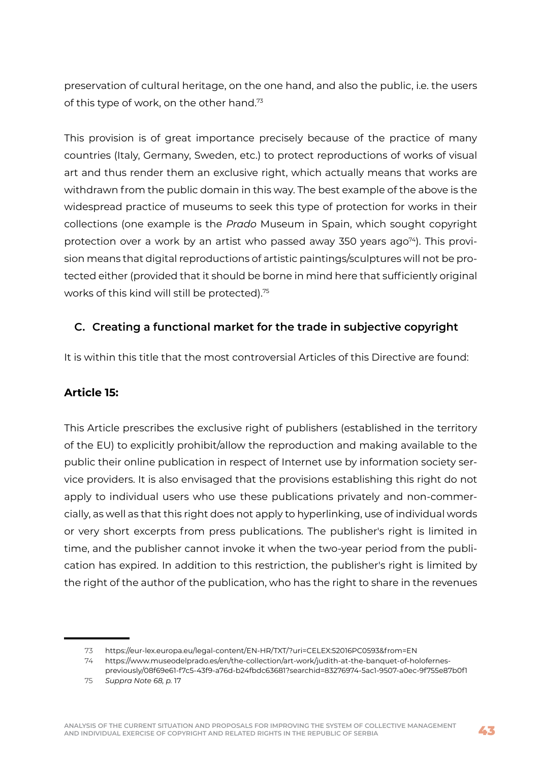preservation of cultural heritage, on the one hand, and also the public, i.e. the users of this type of work, on the other hand.[73]

This provision is of great importance precisely because of the practice of many countries (Italy, Germany, Sweden, etc.) to protect reproductions of works of visual art and thus render them an exclusive right, which actually means that works are withdrawn from the public domain in this way. The best example of the above is the widespread practice of museums to seek this type of protection for works in their collections (one example is the *Prado* Museum in Spain, which sought copyright protection over a work by an artist who passed away 350 years ago[74]). This provision means that digital reproductions of artistic paintings/sculptures will not be protected either (provided that it should be borne in mind here that sufficiently original works of this kind will still be protected).[75]

## C. Creating a functional market for the trade in subjective copyright

It is within this title that the most controversial Articles of this Directive are found:

### Article 15:

This Article prescribes the exclusive right of publishers (established in the territory of the EU) to explicitly prohibit/allow the reproduction and making available to the public their online publication in respect of Internet use by information society service providers. It is also envisaged that the provisions establishing this right do not apply to individual users who use these publications privately and non-commercially, as well as that this right does not apply to hyperlinking, use of individual words or very short excerpts from press publications. The publisher's right is limited in time, and the publisher cannot invoke it when the two-year period from the publication has expired. In addition to this restriction, the publisher's right is limited by the right of the author of the publication, who has the right to share in the revenues

---

73 https://eur-lex.europa.eu/legal-content/EN-HR/TXT/?uri=CELEX:52016PC0593&from=EN

74 https://www.museodelprado.es/en/the-collection/art-work/judith-at-the-banquet-of-holofernes-previously/08f69e61-f7c5-43f9-a76d-b24fbdc63681?searchid=83276974-5ac1-9507-a0ec-9f755e87b0f1

75 *Suppra Note 68, p.* 17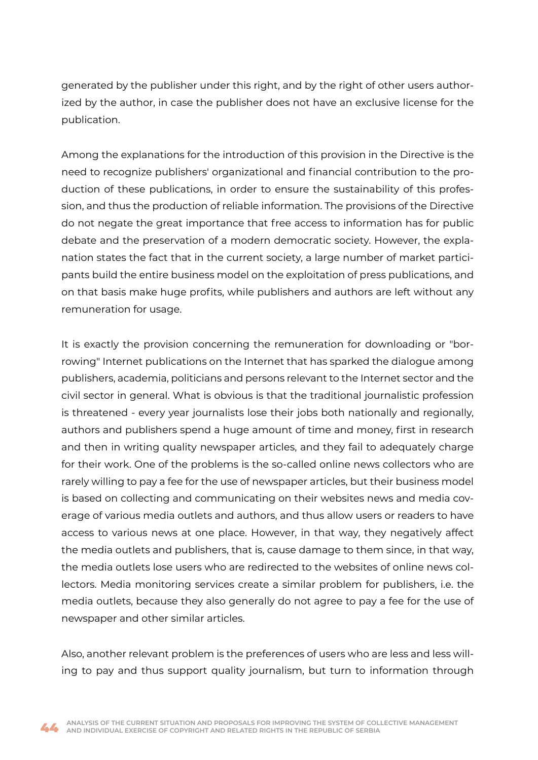generated by the publisher under this right, and by the right of other users authorized by the author, in case the publisher does not have an exclusive license for the publication.

Among the explanations for the introduction of this provision in the Directive is the need to recognize publishers' organizational and financial contribution to the production of these publications, in order to ensure the sustainability of this profession, and thus the production of reliable information. The provisions of the Directive do not negate the great importance that free access to information has for public debate and the preservation of a modern democratic society. However, the explanation states the fact that in the current society, a large number of market participants build the entire business model on the exploitation of press publications, and on that basis make huge profits, while publishers and authors are left without any remuneration for usage.

It is exactly the provision concerning the remuneration for downloading or "borrowing" Internet publications on the Internet that has sparked the dialogue among publishers, academia, politicians and persons relevant to the Internet sector and the civil sector in general. What is obvious is that the traditional journalistic profession is threatened - every year journalists lose their jobs both nationally and regionally, authors and publishers spend a huge amount of time and money, first in research and then in writing quality newspaper articles, and they fail to adequately charge for their work. One of the problems is the so-called online news collectors who are rarely willing to pay a fee for the use of newspaper articles, but their business model is based on collecting and communicating on their websites news and media coverage of various media outlets and authors, and thus allow users or readers to have access to various news at one place. However, in that way, they negatively affect the media outlets and publishers, that is, cause damage to them since, in that way, the media outlets lose users who are redirected to the websites of online news collectors. Media monitoring services create a similar problem for publishers, i.e. the media outlets, because they also generally do not agree to pay a fee for the use of newspaper and other similar articles.

Also, another relevant problem is the preferences of users who are less and less willing to pay and thus support quality journalism, but turn to information through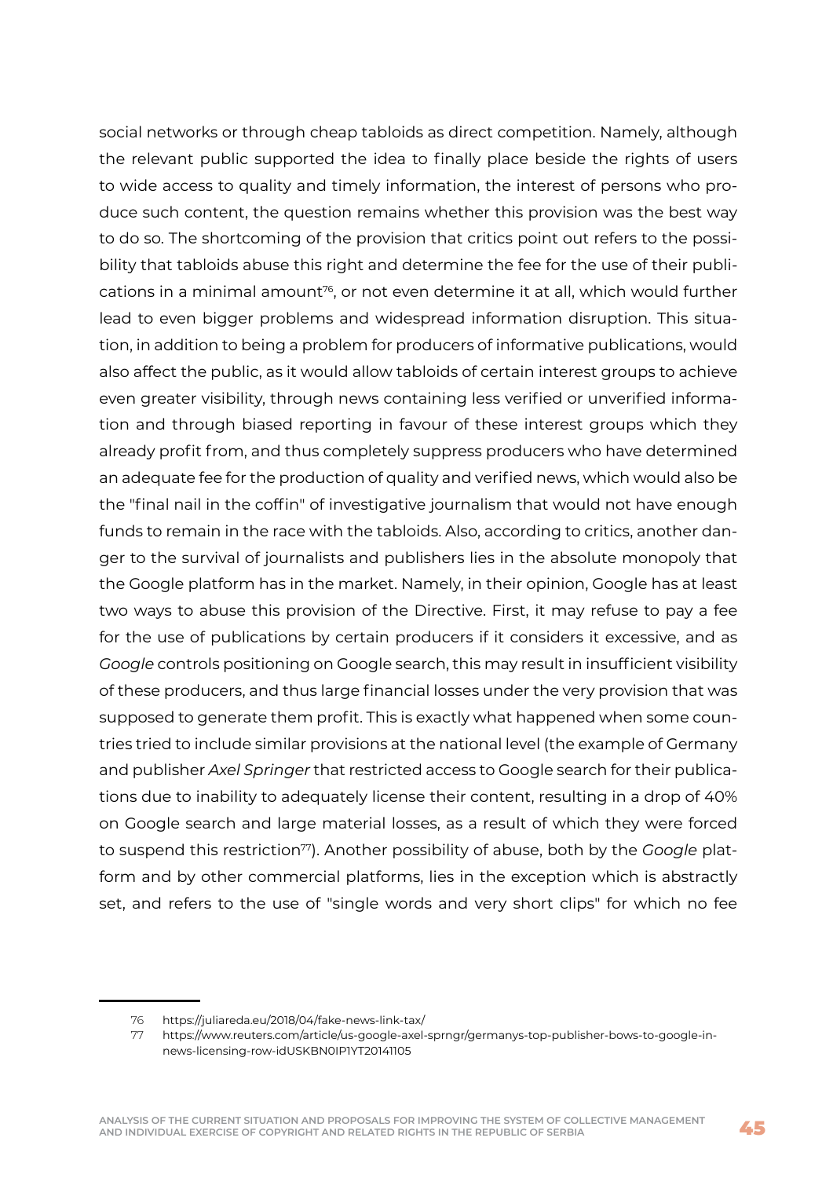social networks or through cheap tabloids as direct competition. Namely, although the relevant public supported the idea to finally place beside the rights of users to wide access to quality and timely information, the interest of persons who produce such content, the question remains whether this provision was the best way to do so. The shortcoming of the provision that critics point out refers to the possibility that tabloids abuse this right and determine the fee for the use of their publications in a minimal amount[76], or not even determine it at all, which would further lead to even bigger problems and widespread information disruption. This situation, in addition to being a problem for producers of informative publications, would also affect the public, as it would allow tabloids of certain interest groups to achieve even greater visibility, through news containing less verified or unverified information and through biased reporting in favour of these interest groups which they already profit from, and thus completely suppress producers who have determined an adequate fee for the production of quality and verified news, which would also be the "final nail in the coffin" of investigative journalism that would not have enough funds to remain in the race with the tabloids. Also, according to critics, another danger to the survival of journalists and publishers lies in the absolute monopoly that the Google platform has in the market. Namely, in their opinion, Google has at least two ways to abuse this provision of the Directive. First, it may refuse to pay a fee for the use of publications by certain producers if it considers it excessive, and as *Google* controls positioning on Google search, this may result in insufficient visibility of these producers, and thus large financial losses under the very provision that was supposed to generate them profit. This is exactly what happened when some countries tried to include similar provisions at the national level (the example of Germany and publisher *Axel Springer* that restricted access to Google search for their publications due to inability to adequately license their content, resulting in a drop of 40% on Google search and large material losses, as a result of which they were forced to suspend this restriction[77]). Another possibility of abuse, both by the *Google* platform and by other commercial platforms, lies in the exception which is abstractly set, and refers to the use of "single words and very short clips" for which no fee

---

76 https://juliareda.eu/2018/04/fake-news-link-tax/

77 https://www.reuters.com/article/us-google-axel-sprngr/germanys-top-publisher-bows-to-google-in-news-licensing-row-idUSKBN0IP1YT20141105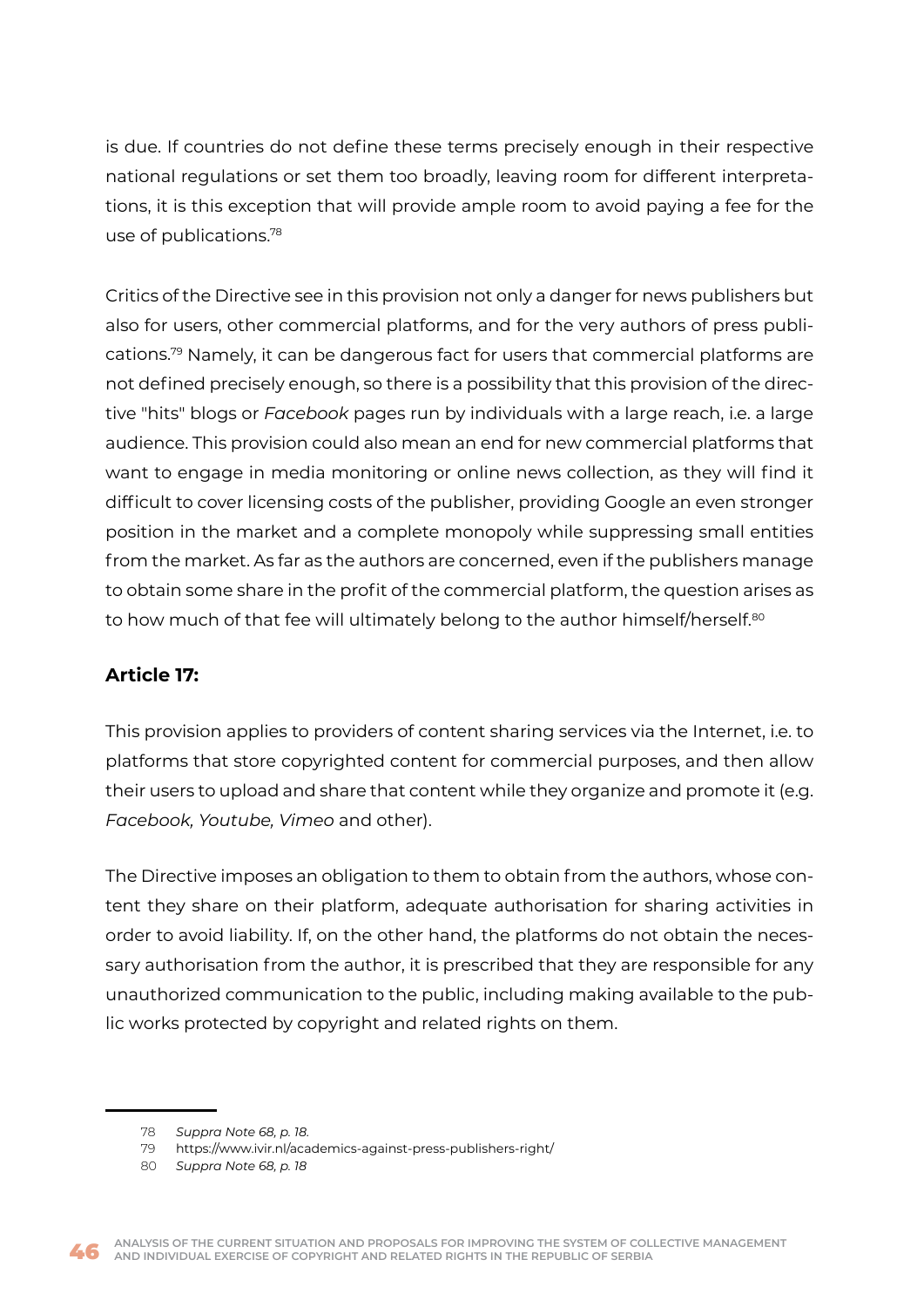is due. If countries do not define these terms precisely enough in their respective national regulations or set them too broadly, leaving room for different interpretations, it is this exception that will provide ample room to avoid paying a fee for the use of publications.[78]

Critics of the Directive see in this provision not only a danger for news publishers but also for users, other commercial platforms, and for the very authors of press publications.[79] Namely, it can be dangerous fact for users that commercial platforms are not defined precisely enough, so there is a possibility that this provision of the directive "hits" blogs or *Facebook* pages run by individuals with a large reach, i.e. a large audience. This provision could also mean an end for new commercial platforms that want to engage in media monitoring or online news collection, as they will find it difficult to cover licensing costs of the publisher, providing Google an even stronger position in the market and a complete monopoly while suppressing small entities from the market. As far as the authors are concerned, even if the publishers manage to obtain some share in the profit of the commercial platform, the question arises as to how much of that fee will ultimately belong to the author himself/herself.[80]

**Article 17:**

This provision applies to providers of content sharing services via the Internet, i.e. to platforms that store copyrighted content for commercial purposes, and then allow their users to upload and share that content while they organize and promote it (e.g. *Facebook, Youtube, Vimeo* and other).

The Directive imposes an obligation to them to obtain from the authors, whose content they share on their platform, adequate authorisation for sharing activities in order to avoid liability. If, on the other hand, the platforms do not obtain the necessary authorisation from the author, it is prescribed that they are responsible for any unauthorized communication to the public, including making available to the public works protected by copyright and related rights on them.

---

78 *Suppra Note 68, p. 18.*

79 https://www.ivir.nl/academics-against-press-publishers-right/

80 *Suppra Note 68, p. 18*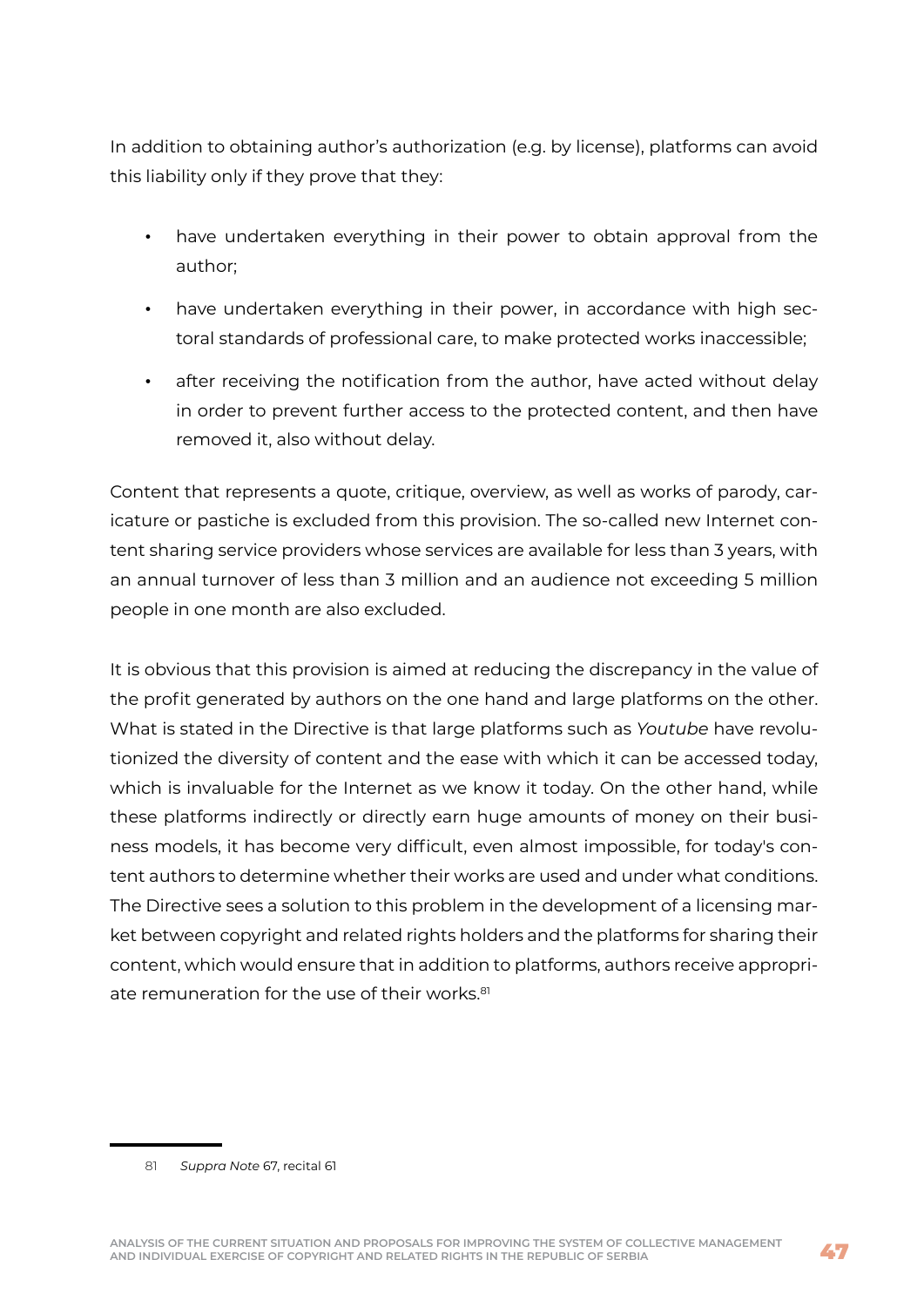In addition to obtaining author's authorization (e.g. by license), platforms can avoid this liability only if they prove that they:

- have undertaken everything in their power to obtain approval from the author;
- have undertaken everything in their power, in accordance with high sectoral standards of professional care, to make protected works inaccessible;
- after receiving the notification from the author, have acted without delay in order to prevent further access to the protected content, and then have removed it, also without delay.

Content that represents a quote, critique, overview, as well as works of parody, caricature or pastiche is excluded from this provision. The so-called new Internet content sharing service providers whose services are available for less than 3 years, with an annual turnover of less than 3 million and an audience not exceeding 5 million people in one month are also excluded.

It is obvious that this provision is aimed at reducing the discrepancy in the value of the profit generated by authors on the one hand and large platforms on the other. What is stated in the Directive is that large platforms such as *Youtube* have revolutionized the diversity of content and the ease with which it can be accessed today, which is invaluable for the Internet as we know it today. On the other hand, while these platforms indirectly or directly earn huge amounts of money on their business models, it has become very difficult, even almost impossible, for today's content authors to determine whether their works are used and under what conditions. The Directive sees a solution to this problem in the development of a licensing market between copyright and related rights holders and the platforms for sharing their content, which would ensure that in addition to platforms, authors receive appropriate remuneration for the use of their works.[81]

---

81 *Suppra Note* 67, recital 61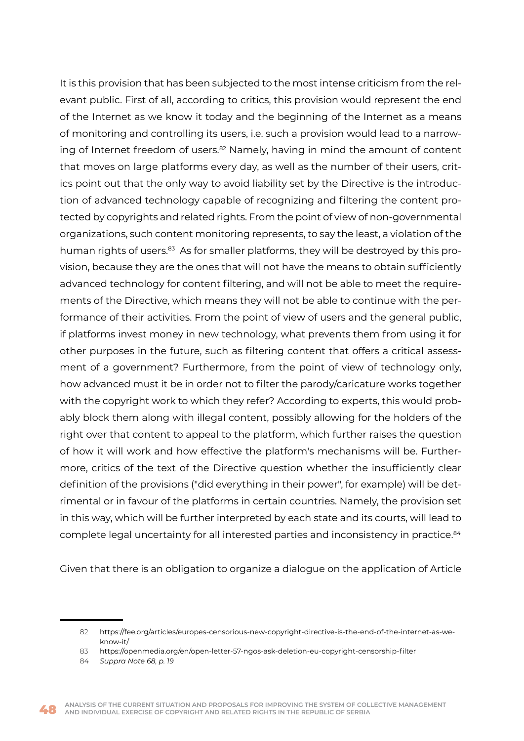It is this provision that has been subjected to the most intense criticism from the relevant public. First of all, according to critics, this provision would represent the end of the Internet as we know it today and the beginning of the Internet as a means of monitoring and controlling its users, i.e. such a provision would lead to a narrowing of Internet freedom of users.[82] Namely, having in mind the amount of content that moves on large platforms every day, as well as the number of their users, critics point out that the only way to avoid liability set by the Directive is the introduction of advanced technology capable of recognizing and filtering the content protected by copyrights and related rights. From the point of view of non-governmental organizations, such content monitoring represents, to say the least, a violation of the human rights of users.[83] As for smaller platforms, they will be destroyed by this provision, because they are the ones that will not have the means to obtain sufficiently advanced technology for content filtering, and will not be able to meet the requirements of the Directive, which means they will not be able to continue with the performance of their activities. From the point of view of users and the general public, if platforms invest money in new technology, what prevents them from using it for other purposes in the future, such as filtering content that offers a critical assessment of a government? Furthermore, from the point of view of technology only, how advanced must it be in order not to filter the parody/caricature works together with the copyright work to which they refer? According to experts, this would probably block them along with illegal content, possibly allowing for the holders of the right over that content to appeal to the platform, which further raises the question of how it will work and how effective the platform's mechanisms will be. Furthermore, critics of the text of the Directive question whether the insufficiently clear definition of the provisions ("did everything in their power", for example) will be detrimental or in favour of the platforms in certain countries. Namely, the provision set in this way, which will be further interpreted by each state and its courts, will lead to complete legal uncertainty for all interested parties and inconsistency in practice.[84]

Given that there is an obligation to organize a dialogue on the application of Article

---

82 https://fee.org/articles/europes-censorious-new-copyright-directive-is-the-end-of-the-internet-as-we-know-it/

83 https://openmedia.org/en/open-letter-57-ngos-ask-deletion-eu-copyright-censorship-filter

84 *Suppra Note 68, p. 19*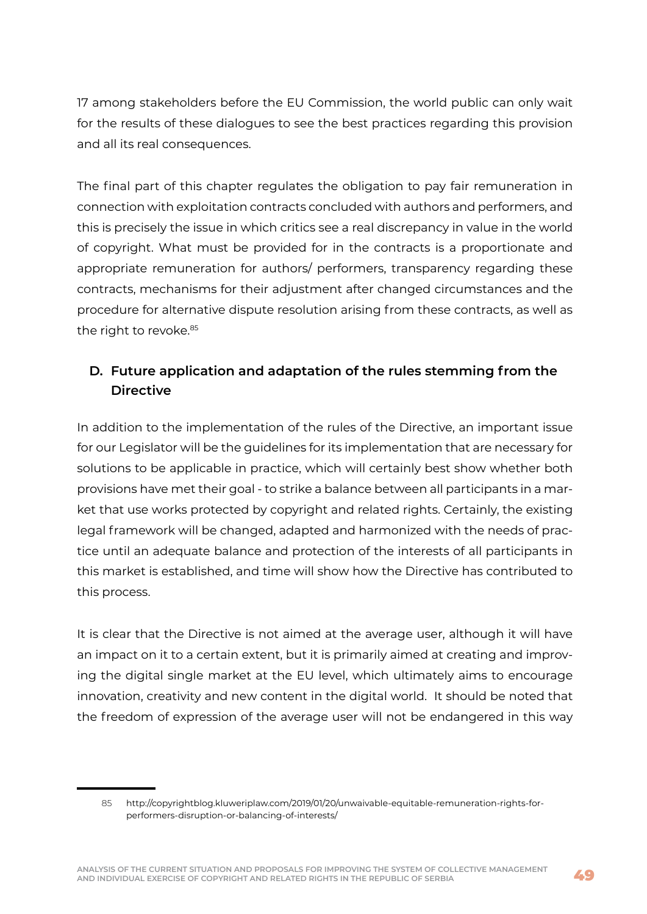17 among stakeholders before the EU Commission, the world public can only wait for the results of these dialogues to see the best practices regarding this provision and all its real consequences.

The final part of this chapter regulates the obligation to pay fair remuneration in connection with exploitation contracts concluded with authors and performers, and this is precisely the issue in which critics see a real discrepancy in value in the world of copyright. What must be provided for in the contracts is a proportionate and appropriate remuneration for authors/ performers, transparency regarding these contracts, mechanisms for their adjustment after changed circumstances and the procedure for alternative dispute resolution arising from these contracts, as well as the right to revoke.[85]

### D. Future application and adaptation of the rules stemming from the Directive

In addition to the implementation of the rules of the Directive, an important issue for our Legislator will be the guidelines for its implementation that are necessary for solutions to be applicable in practice, which will certainly best show whether both provisions have met their goal - to strike a balance between all participants in a market that use works protected by copyright and related rights. Certainly, the existing legal framework will be changed, adapted and harmonized with the needs of practice until an adequate balance and protection of the interests of all participants in this market is established, and time will show how the Directive has contributed to this process.

It is clear that the Directive is not aimed at the average user, although it will have an impact on it to a certain extent, but it is primarily aimed at creating and improving the digital single market at the EU level, which ultimately aims to encourage innovation, creativity and new content in the digital world. It should be noted that the freedom of expression of the average user will not be endangered in this way

85 http://copyrightblog.kluweriplaw.com/2019/01/20/unwaivable-equitable-remuneration-rights-for-performers-disruption-or-balancing-of-interests/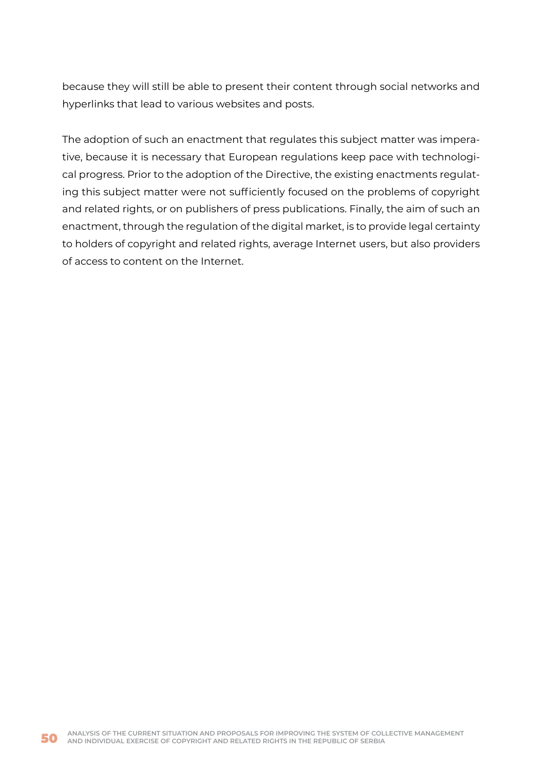because they will still be able to present their content through social networks and hyperlinks that lead to various websites and posts.

The adoption of such an enactment that regulates this subject matter was imperative, because it is necessary that European regulations keep pace with technological progress. Prior to the adoption of the Directive, the existing enactments regulating this subject matter were not sufficiently focused on the problems of copyright and related rights, or on publishers of press publications. Finally, the aim of such an enactment, through the regulation of the digital market, is to provide legal certainty to holders of copyright and related rights, average Internet users, but also providers of access to content on the Internet.